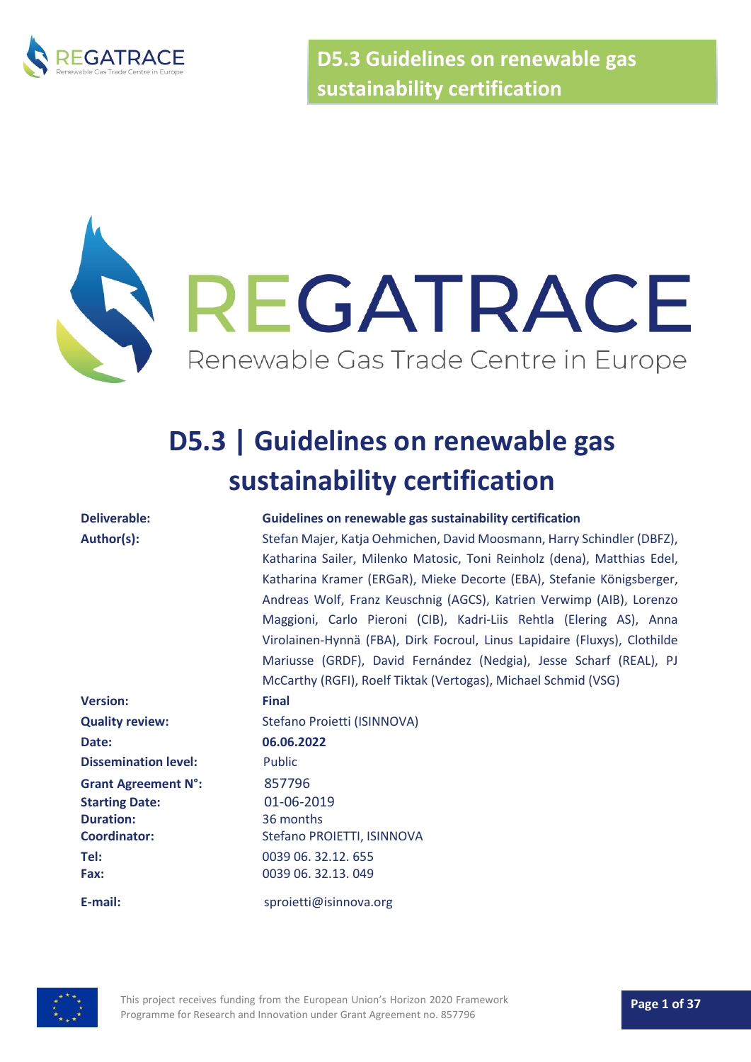# D5.3 | Guidelines on renewable gas sustainability certification

| | |
|---|---|
| **Deliverable:** | **Guidelines on renewable gas sustainability certification** |
| **Author(s):** | Stefan Majer, Katja Oehmichen, David Moosmann, Harry Schindler (DBFZ), Katharina Sailer, Milenko Matosic, Toni Reinholz (dena), Matthias Edel, Katharina Kramer (ERGaR), Mieke Decorte (EBA), Stefanie Königsberger, Andreas Wolf, Franz Keuschnig (AGCS), Katrien Verwimp (AIB), Lorenzo Maggioni, Carlo Pieroni (CIB), Kadri-Liis Rehtla (Elering AS), Anna Virolainen-Hynnä (FBA), Dirk Focroul, Linus Lapidaire (Fluxys), Clothilde Mariusse (GRDF), David Fernández (Nedgia), Jesse Scharf (REAL), PJ McCarthy (RGFI), Roelf Tiktak (Vertogas), Michael Schmid (VSG) |
| **Version:** | **Final** |
| **Quality review:** | Stefano Proietti (ISINNOVA) |
| **Date:** | **06.06.2022** |
| **Dissemination level:** | Public |
| **Grant Agreement N°:** | 857796 |
| **Starting Date:** | 01-06-2019 |
| **Duration:** | 36 months |
| **Coordinator:** | Stefano PROIETTI, ISINNOVA |
| **Tel:** | 0039 06. 32.12. 655 |
| **Fax:** | 0039 06. 32.13. 049 |
| **E-mail:** | sproietti@isinnova.org |

This project receives funding from the European Union's Horizon 2020 Framework Programme for Research and Innovation under Grant Agreement no. 857796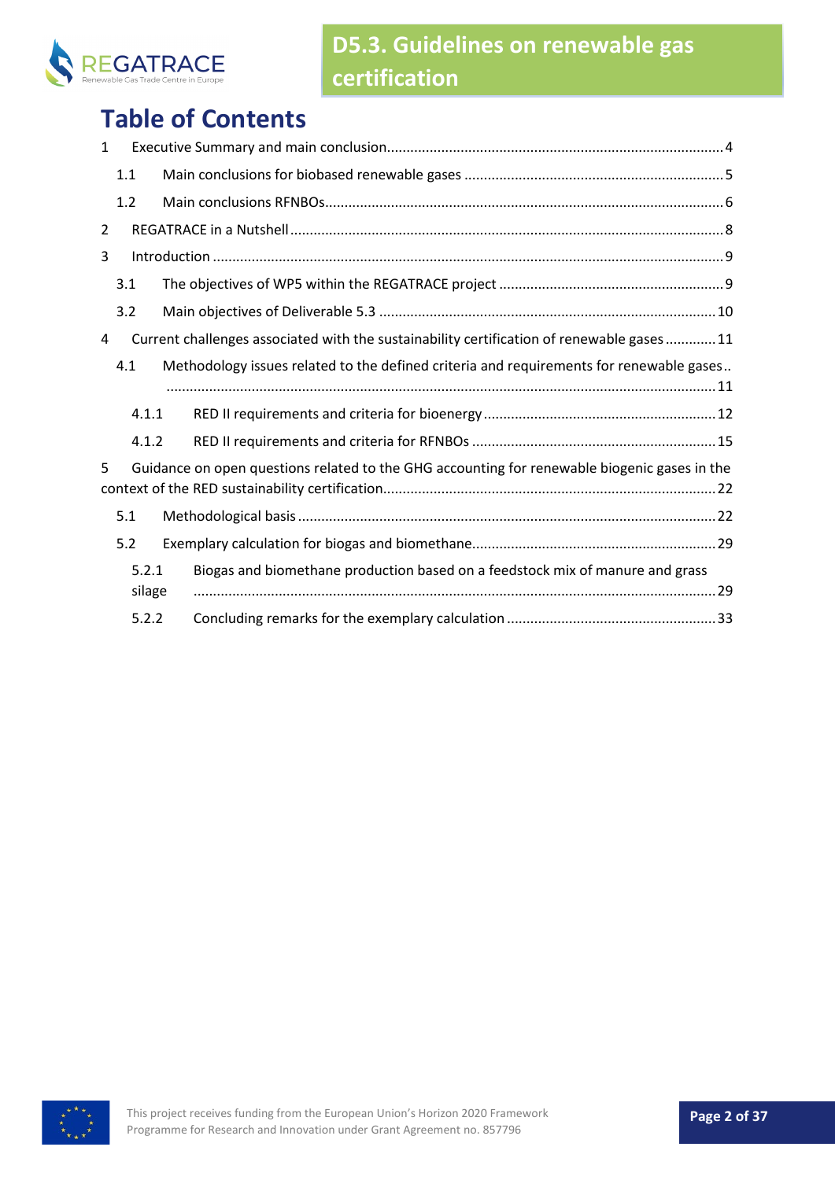# Table of Contents

1 Executive Summary and main conclusion ..... 4

1.1 Main conclusions for biobased renewable gases ..... 5

1.2 Main conclusions RFNBOs ..... 6

2 REGATRACE in a Nutshell ..... 8

3 Introduction ..... 9

3.1 The objectives of WP5 within the REGATRACE project ..... 9

3.2 Main objectives of Deliverable 5.3 ..... 10

4 Current challenges associated with the sustainability certification of renewable gases ..... 11

4.1 Methodology issues related to the defined criteria and requirements for renewable gases ..... 11

4.1.1 RED II requirements and criteria for bioenergy ..... 12

4.1.2 RED II requirements and criteria for RFNBOs ..... 15

5 Guidance on open questions related to the GHG accounting for renewable biogenic gases in the context of the RED sustainability certification ..... 22

5.1 Methodological basis ..... 22

5.2 Exemplary calculation for biogas and biomethane ..... 29

5.2.1 Biogas and biomethane production based on a feedstock mix of manure and grass silage ..... 29

5.2.2 Concluding remarks for the exemplary calculation ..... 33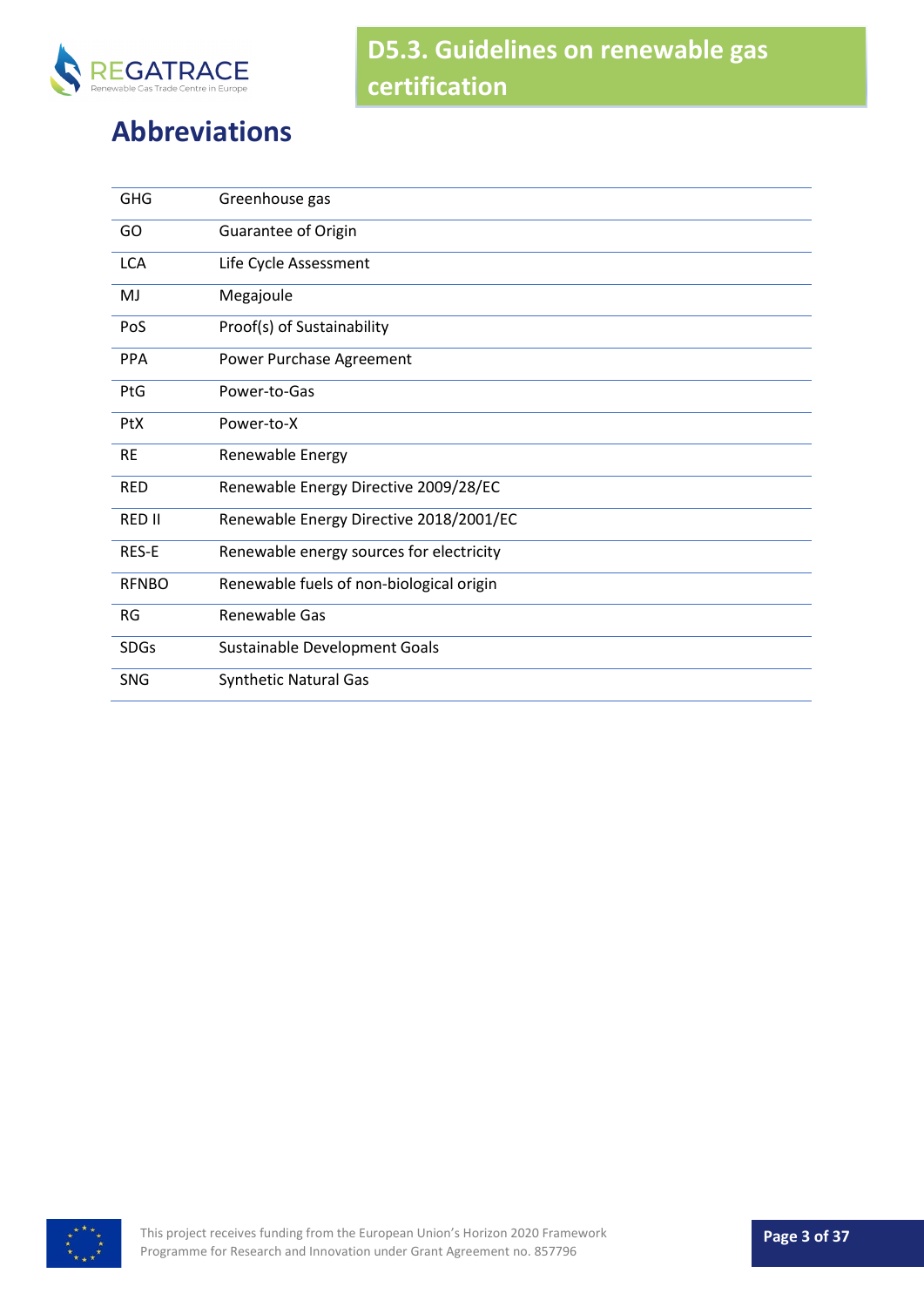# Abbreviations

| | |
|---|---|
| GHG | Greenhouse gas |
| GO | Guarantee of Origin |
| LCA | Life Cycle Assessment |
| MJ | Megajoule |
| PoS | Proof(s) of Sustainability |
| PPA | Power Purchase Agreement |
| PtG | Power-to-Gas |
| PtX | Power-to-X |
| RE | Renewable Energy |
| RED | Renewable Energy Directive 2009/28/EC |
| RED II | Renewable Energy Directive 2018/2001/EC |
| RES-E | Renewable energy sources for electricity |
| RFNBO | Renewable fuels of non-biological origin |
| RG | Renewable Gas |
| SDGs | Sustainable Development Goals |
| SNG | Synthetic Natural Gas |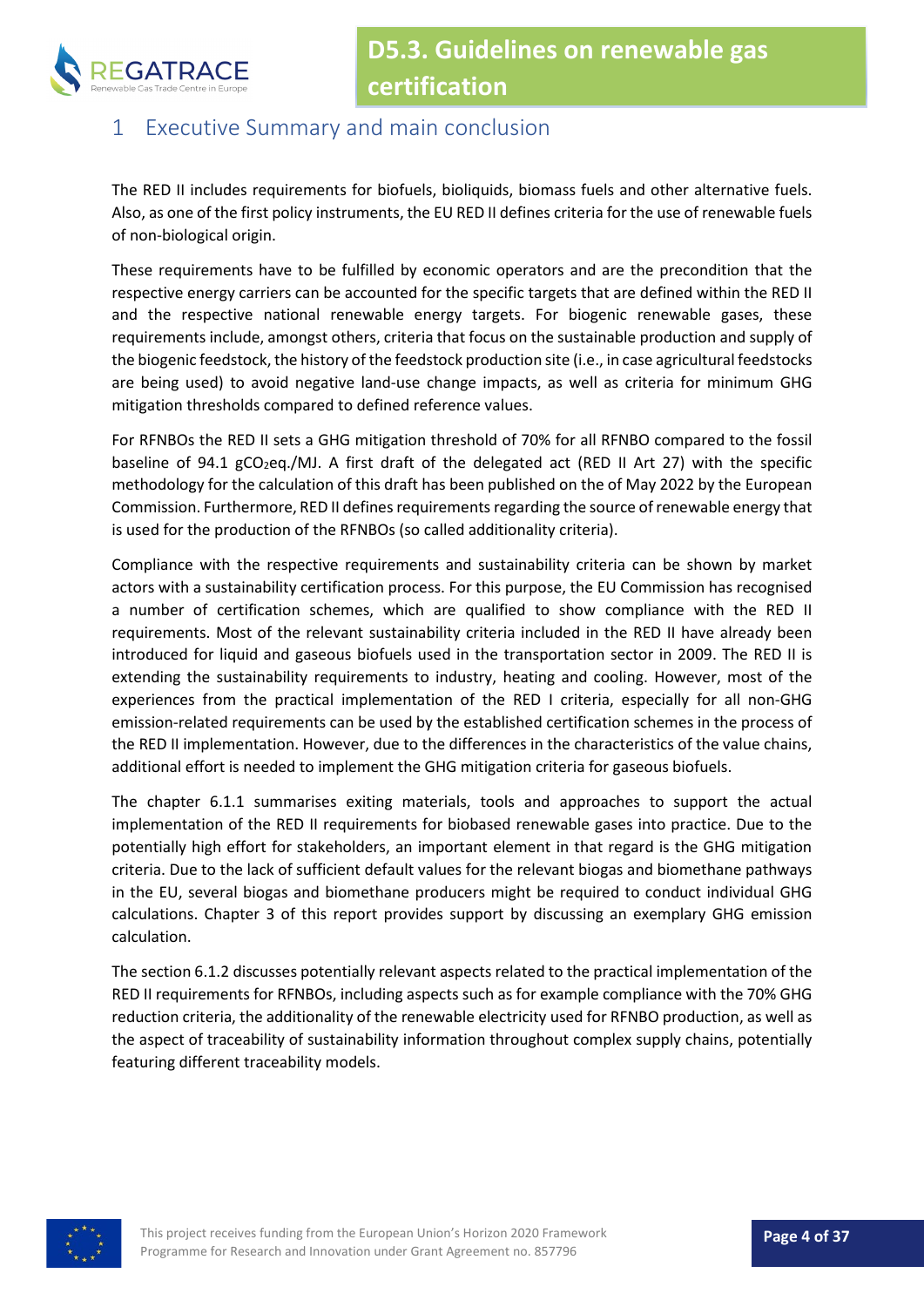# 1 Executive Summary and main conclusion

The RED II includes requirements for biofuels, bioliquids, biomass fuels and other alternative fuels. Also, as one of the first policy instruments, the EU RED II defines criteria for the use of renewable fuels of non-biological origin.

These requirements have to be fulfilled by economic operators and are the precondition that the respective energy carriers can be accounted for the specific targets that are defined within the RED II and the respective national renewable energy targets. For biogenic renewable gases, these requirements include, amongst others, criteria that focus on the sustainable production and supply of the biogenic feedstock, the history of the feedstock production site (i.e., in case agricultural feedstocks are being used) to avoid negative land-use change impacts, as well as criteria for minimum GHG mitigation thresholds compared to defined reference values.

For RFNBOs the RED II sets a GHG mitigation threshold of 70% for all RFNBO compared to the fossil baseline of 94.1 g$CO_2$eq./MJ. A first draft of the delegated act (RED II Art 27) with the specific methodology for the calculation of this draft has been published on the of May 2022 by the European Commission. Furthermore, RED II defines requirements regarding the source of renewable energy that is used for the production of the RFNBOs (so called additionality criteria).

Compliance with the respective requirements and sustainability criteria can be shown by market actors with a sustainability certification process. For this purpose, the EU Commission has recognised a number of certification schemes, which are qualified to show compliance with the RED II requirements. Most of the relevant sustainability criteria included in the RED II have already been introduced for liquid and gaseous biofuels used in the transportation sector in 2009. The RED II is extending the sustainability requirements to industry, heating and cooling. However, most of the experiences from the practical implementation of the RED I criteria, especially for all non-GHG emission-related requirements can be used by the established certification schemes in the process of the RED II implementation. However, due to the differences in the characteristics of the value chains, additional effort is needed to implement the GHG mitigation criteria for gaseous biofuels.

The chapter 6.1.1 summarises exiting materials, tools and approaches to support the actual implementation of the RED II requirements for biobased renewable gases into practice. Due to the potentially high effort for stakeholders, an important element in that regard is the GHG mitigation criteria. Due to the lack of sufficient default values for the relevant biogas and biomethane pathways in the EU, several biogas and biomethane producers might be required to conduct individual GHG calculations. Chapter 3 of this report provides support by discussing an exemplary GHG emission calculation.

The section 6.1.2 discusses potentially relevant aspects related to the practical implementation of the RED II requirements for RFNBOs, including aspects such as for example compliance with the 70% GHG reduction criteria, the additionality of the renewable electricity used for RFNBO production, as well as the aspect of traceability of sustainability information throughout complex supply chains, potentially featuring different traceability models.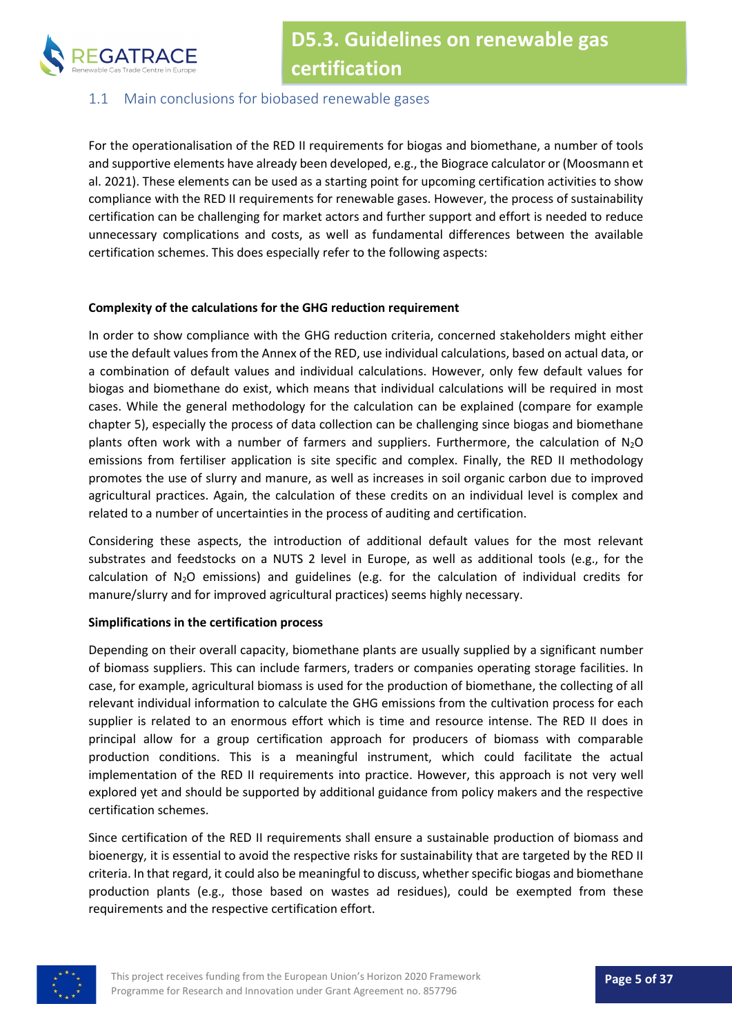## 1.1 Main conclusions for biobased renewable gases

For the operationalisation of the RED II requirements for biogas and biomethane, a number of tools and supportive elements have already been developed, e.g., the Biograce calculator or (Moosmann et al. 2021). These elements can be used as a starting point for upcoming certification activities to show compliance with the RED II requirements for renewable gases. However, the process of sustainability certification can be challenging for market actors and further support and effort is needed to reduce unnecessary complications and costs, as well as fundamental differences between the available certification schemes. This does especially refer to the following aspects:

**Complexity of the calculations for the GHG reduction requirement**

In order to show compliance with the GHG reduction criteria, concerned stakeholders might either use the default values from the Annex of the RED, use individual calculations, based on actual data, or a combination of default values and individual calculations. However, only few default values for biogas and biomethane do exist, which means that individual calculations will be required in most cases. While the general methodology for the calculation can be explained (compare for example chapter 5), especially the process of data collection can be challenging since biogas and biomethane plants often work with a number of farmers and suppliers. Furthermore, the calculation of $N_2O$ emissions from fertiliser application is site specific and complex. Finally, the RED II methodology promotes the use of slurry and manure, as well as increases in soil organic carbon due to improved agricultural practices. Again, the calculation of these credits on an individual level is complex and related to a number of uncertainties in the process of auditing and certification.

Considering these aspects, the introduction of additional default values for the most relevant substrates and feedstocks on a NUTS 2 level in Europe, as well as additional tools (e.g., for the calculation of $N_2O$ emissions) and guidelines (e.g. for the calculation of individual credits for manure/slurry and for improved agricultural practices) seems highly necessary.

**Simplifications in the certification process**

Depending on their overall capacity, biomethane plants are usually supplied by a significant number of biomass suppliers. This can include farmers, traders or companies operating storage facilities. In case, for example, agricultural biomass is used for the production of biomethane, the collecting of all relevant individual information to calculate the GHG emissions from the cultivation process for each supplier is related to an enormous effort which is time and resource intense. The RED II does in principal allow for a group certification approach for producers of biomass with comparable production conditions. This is a meaningful instrument, which could facilitate the actual implementation of the RED II requirements into practice. However, this approach is not very well explored yet and should be supported by additional guidance from policy makers and the respective certification schemes.

Since certification of the RED II requirements shall ensure a sustainable production of biomass and bioenergy, it is essential to avoid the respective risks for sustainability that are targeted by the RED II criteria. In that regard, it could also be meaningful to discuss, whether specific biogas and biomethane production plants (e.g., those based on wastes ad residues), could be exempted from these requirements and the respective certification effort.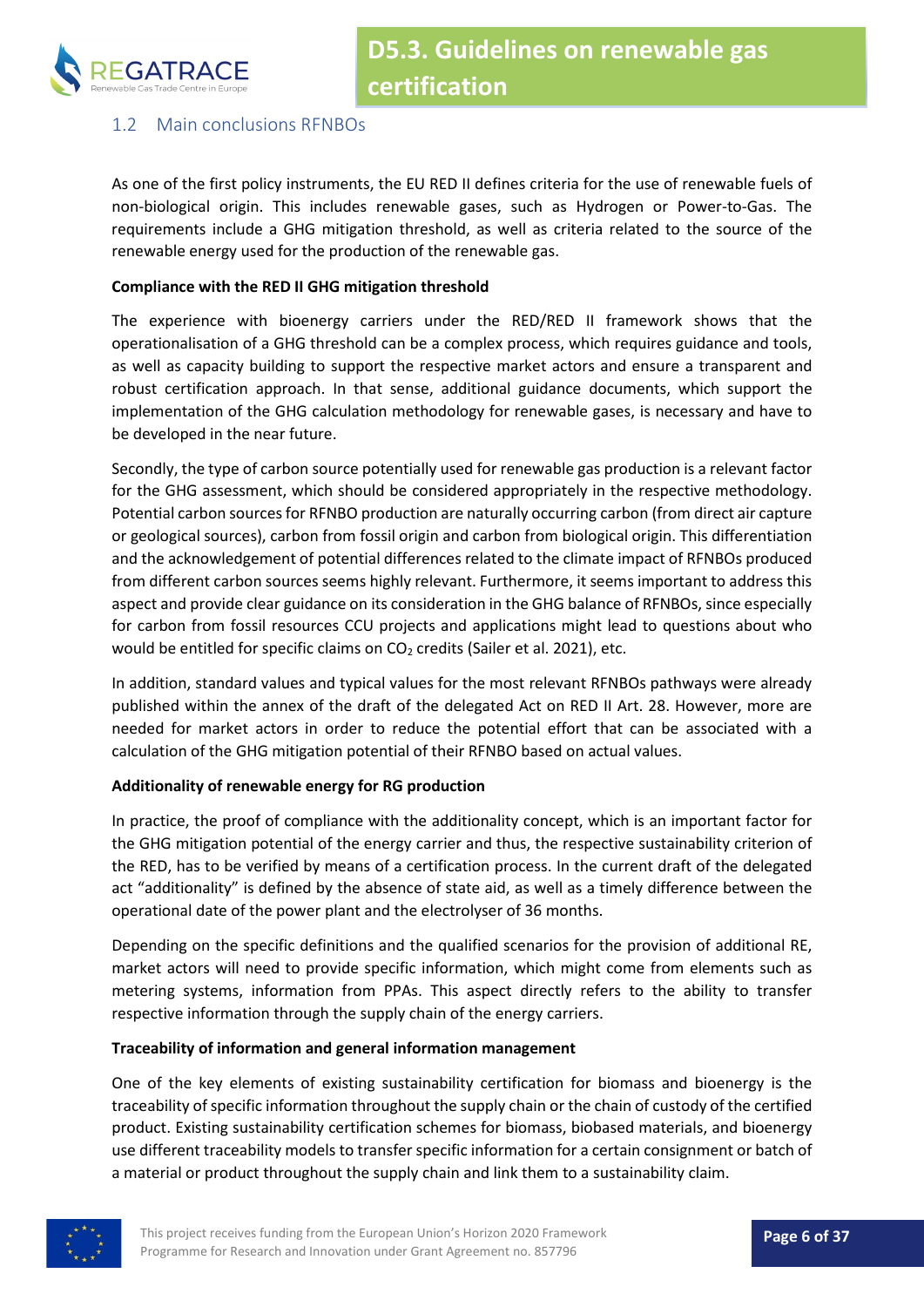## 1.2 Main conclusions RFNBOs

As one of the first policy instruments, the EU RED II defines criteria for the use of renewable fuels of non-biological origin. This includes renewable gases, such as Hydrogen or Power-to-Gas. The requirements include a GHG mitigation threshold, as well as criteria related to the source of the renewable energy used for the production of the renewable gas.

**Compliance with the RED II GHG mitigation threshold**

The experience with bioenergy carriers under the RED/RED II framework shows that the operationalisation of a GHG threshold can be a complex process, which requires guidance and tools, as well as capacity building to support the respective market actors and ensure a transparent and robust certification approach. In that sense, additional guidance documents, which support the implementation of the GHG calculation methodology for renewable gases, is necessary and have to be developed in the near future.

Secondly, the type of carbon source potentially used for renewable gas production is a relevant factor for the GHG assessment, which should be considered appropriately in the respective methodology. Potential carbon sources for RFNBO production are naturally occurring carbon (from direct air capture or geological sources), carbon from fossil origin and carbon from biological origin. This differentiation and the acknowledgement of potential differences related to the climate impact of RFNBOs produced from different carbon sources seems highly relevant. Furthermore, it seems important to address this aspect and provide clear guidance on its consideration in the GHG balance of RFNBOs, since especially for carbon from fossil resources CCU projects and applications might lead to questions about who would be entitled for specific claims on $CO_2$ credits (Sailer et al. 2021), etc.

In addition, standard values and typical values for the most relevant RFNBOs pathways were already published within the annex of the draft of the delegated Act on RED II Art. 28. However, more are needed for market actors in order to reduce the potential effort that can be associated with a calculation of the GHG mitigation potential of their RFNBO based on actual values.

**Additionality of renewable energy for RG production**

In practice, the proof of compliance with the additionality concept, which is an important factor for the GHG mitigation potential of the energy carrier and thus, the respective sustainability criterion of the RED, has to be verified by means of a certification process. In the current draft of the delegated act "additionality" is defined by the absence of state aid, as well as a timely difference between the operational date of the power plant and the electrolyser of 36 months.

Depending on the specific definitions and the qualified scenarios for the provision of additional RE, market actors will need to provide specific information, which might come from elements such as metering systems, information from PPAs. This aspect directly refers to the ability to transfer respective information through the supply chain of the energy carriers.

**Traceability of information and general information management**

One of the key elements of existing sustainability certification for biomass and bioenergy is the traceability of specific information throughout the supply chain or the chain of custody of the certified product. Existing sustainability certification schemes for biomass, biobased materials, and bioenergy use different traceability models to transfer specific information for a certain consignment or batch of a material or product throughout the supply chain and link them to a sustainability claim.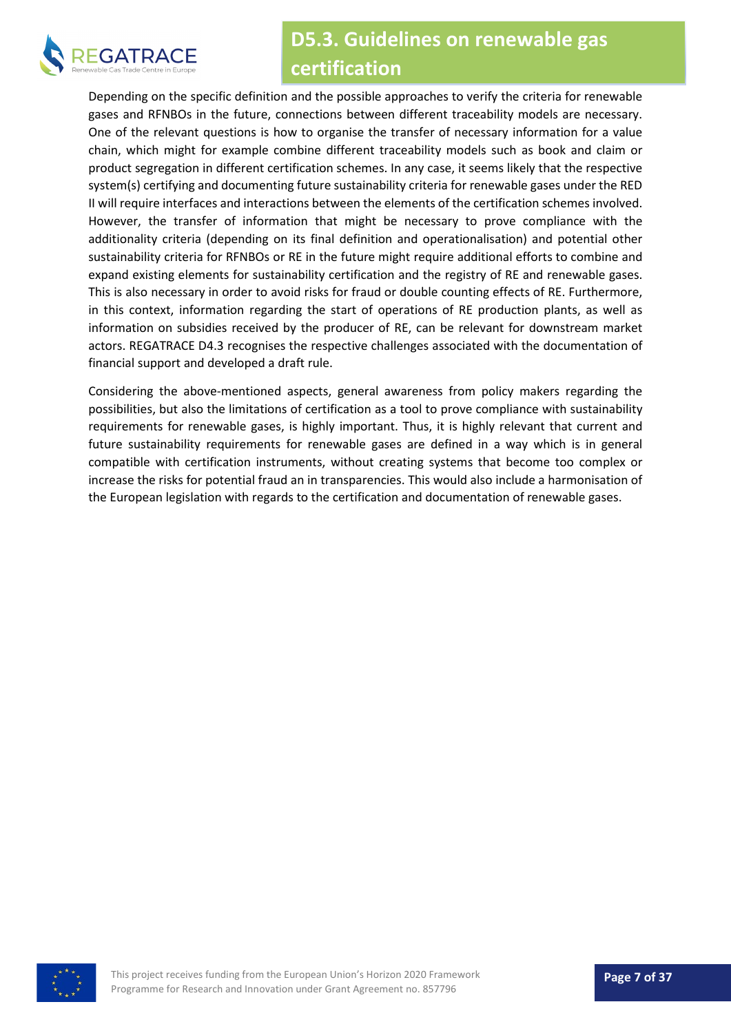Depending on the specific definition and the possible approaches to verify the criteria for renewable gases and RFNBOs in the future, connections between different traceability models are necessary. One of the relevant questions is how to organise the transfer of necessary information for a value chain, which might for example combine different traceability models such as book and claim or product segregation in different certification schemes. In any case, it seems likely that the respective system(s) certifying and documenting future sustainability criteria for renewable gases under the RED II will require interfaces and interactions between the elements of the certification schemes involved. However, the transfer of information that might be necessary to prove compliance with the additionality criteria (depending on its final definition and operationalisation) and potential other sustainability criteria for RFNBOs or RE in the future might require additional efforts to combine and expand existing elements for sustainability certification and the registry of RE and renewable gases. This is also necessary in order to avoid risks for fraud or double counting effects of RE. Furthermore, in this context, information regarding the start of operations of RE production plants, as well as information on subsidies received by the producer of RE, can be relevant for downstream market actors. REGATRACE D4.3 recognises the respective challenges associated with the documentation of financial support and developed a draft rule.

Considering the above-mentioned aspects, general awareness from policy makers regarding the possibilities, but also the limitations of certification as a tool to prove compliance with sustainability requirements for renewable gases, is highly important. Thus, it is highly relevant that current and future sustainability requirements for renewable gases are defined in a way which is in general compatible with certification instruments, without creating systems that become too complex or increase the risks for potential fraud an in transparencies. This would also include a harmonisation of the European legislation with regards to the certification and documentation of renewable gases.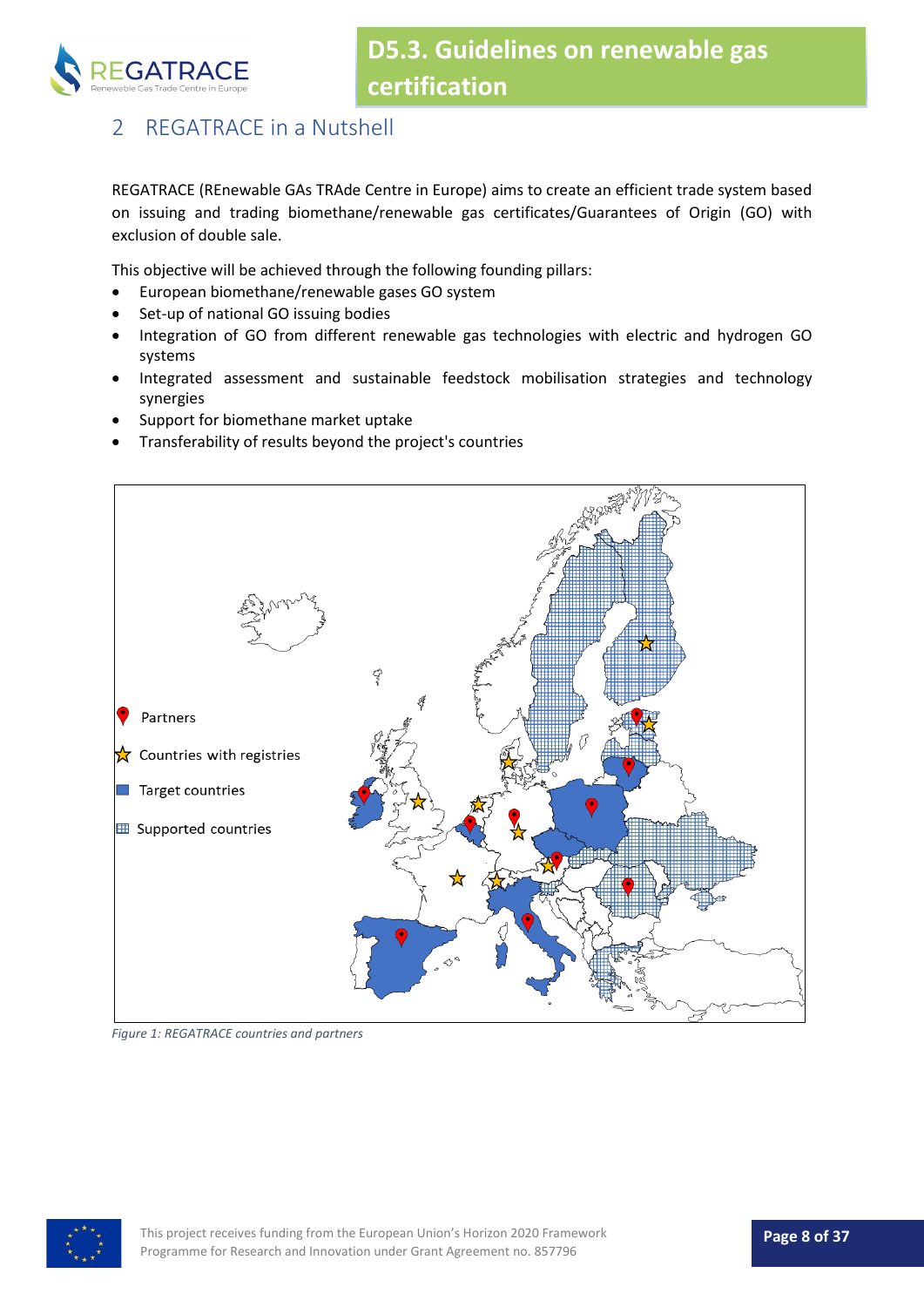## 2 REGATRACE in a Nutshell

REGATRACE (REnewable GAs TRAde Centre in Europe) aims to create an efficient trade system based on issuing and trading biomethane/renewable gas certificates/Guarantees of Origin (GO) with exclusion of double sale.

This objective will be achieved through the following founding pillars:

- European biomethane/renewable gases GO system
- Set-up of national GO issuing bodies
- Integration of GO from different renewable gas technologies with electric and hydrogen GO systems
- Integrated assessment and sustainable feedstock mobilisation strategies and technology synergies
- Support for biomethane market uptake
- Transferability of results beyond the project's countries

*Figure 1: REGATRACE countries and partners*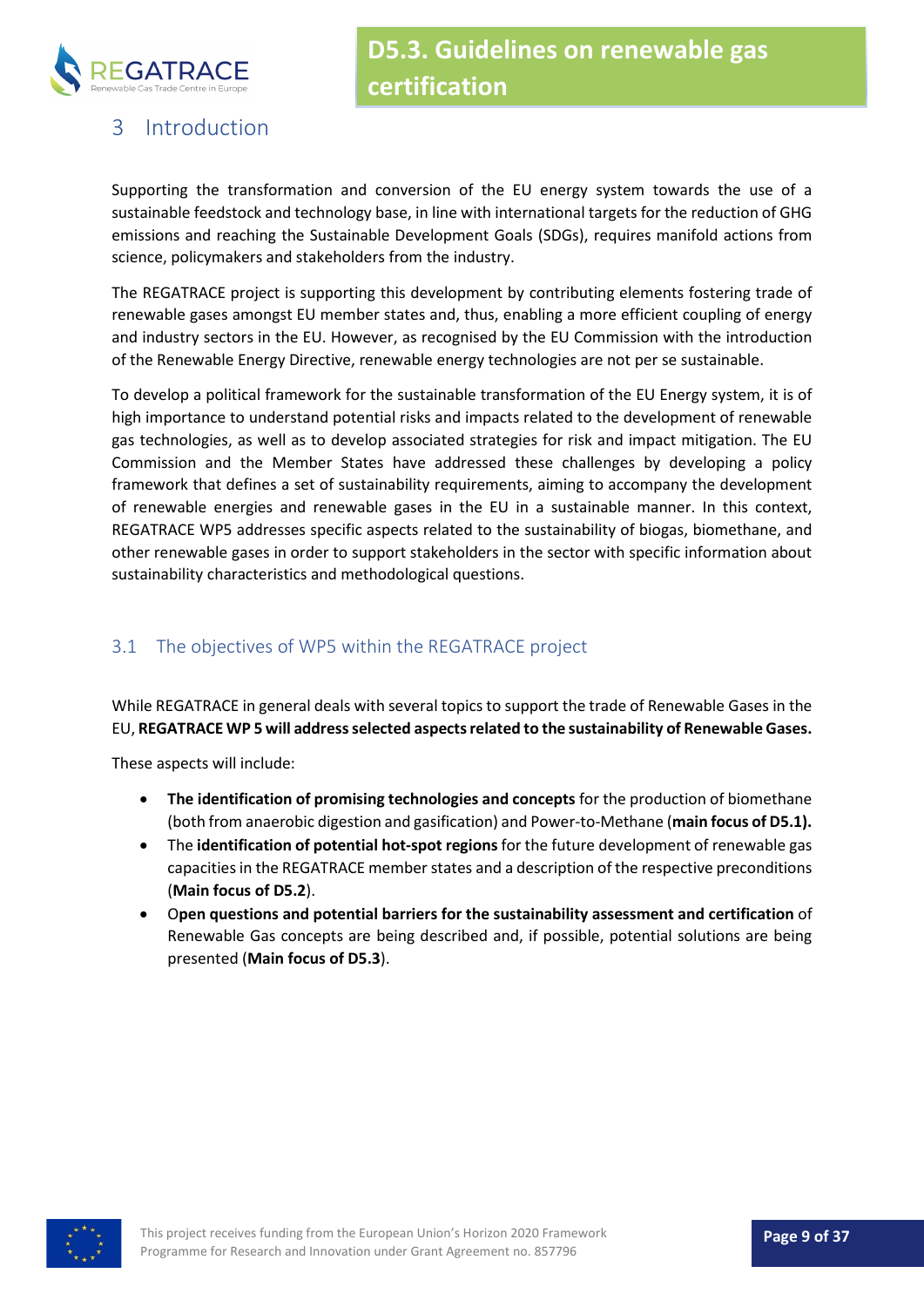# 3 Introduction

Supporting the transformation and conversion of the EU energy system towards the use of a sustainable feedstock and technology base, in line with international targets for the reduction of GHG emissions and reaching the Sustainable Development Goals (SDGs), requires manifold actions from science, policymakers and stakeholders from the industry.

The REGATRACE project is supporting this development by contributing elements fostering trade of renewable gases amongst EU member states and, thus, enabling a more efficient coupling of energy and industry sectors in the EU. However, as recognised by the EU Commission with the introduction of the Renewable Energy Directive, renewable energy technologies are not per se sustainable.

To develop a political framework for the sustainable transformation of the EU Energy system, it is of high importance to understand potential risks and impacts related to the development of renewable gas technologies, as well as to develop associated strategies for risk and impact mitigation. The EU Commission and the Member States have addressed these challenges by developing a policy framework that defines a set of sustainability requirements, aiming to accompany the development of renewable energies and renewable gases in the EU in a sustainable manner. In this context, REGATRACE WP5 addresses specific aspects related to the sustainability of biogas, biomethane, and other renewable gases in order to support stakeholders in the sector with specific information about sustainability characteristics and methodological questions.

## 3.1 The objectives of WP5 within the REGATRACE project

While REGATRACE in general deals with several topics to support the trade of Renewable Gases in the EU, **REGATRACE WP 5 will address selected aspects related to the sustainability of Renewable Gases.**

These aspects will include:

- **The identification of promising technologies and concepts** for the production of biomethane (both from anaerobic digestion and gasification) and Power-to-Methane (**main focus of D5.1).**
- The **identification of potential hot-spot regions** for the future development of renewable gas capacities in the REGATRACE member states and a description of the respective preconditions (**Main focus of D5.2**).
- O**pen questions and potential barriers for the sustainability assessment and certification** of Renewable Gas concepts are being described and, if possible, potential solutions are being presented (**Main focus of D5.3**).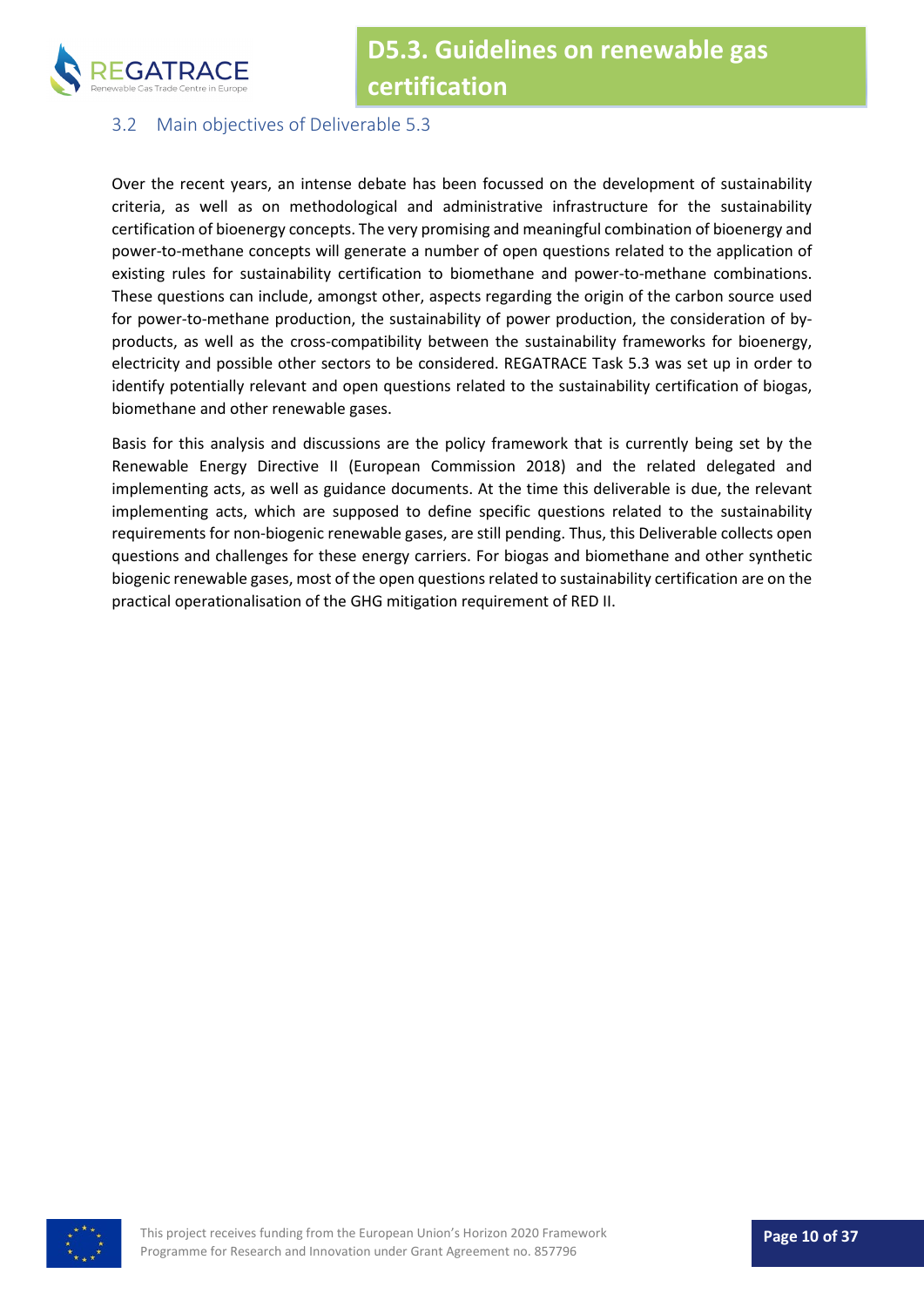## 3.2 Main objectives of Deliverable 5.3

Over the recent years, an intense debate has been focussed on the development of sustainability criteria, as well as on methodological and administrative infrastructure for the sustainability certification of bioenergy concepts. The very promising and meaningful combination of bioenergy and power-to-methane concepts will generate a number of open questions related to the application of existing rules for sustainability certification to biomethane and power-to-methane combinations. These questions can include, amongst other, aspects regarding the origin of the carbon source used for power-to-methane production, the sustainability of power production, the consideration of by-products, as well as the cross-compatibility between the sustainability frameworks for bioenergy, electricity and possible other sectors to be considered. REGATRACE Task 5.3 was set up in order to identify potentially relevant and open questions related to the sustainability certification of biogas, biomethane and other renewable gases.

Basis for this analysis and discussions are the policy framework that is currently being set by the Renewable Energy Directive II (European Commission 2018) and the related delegated and implementing acts, as well as guidance documents. At the time this deliverable is due, the relevant implementing acts, which are supposed to define specific questions related to the sustainability requirements for non-biogenic renewable gases, are still pending. Thus, this Deliverable collects open questions and challenges for these energy carriers. For biogas and biomethane and other synthetic biogenic renewable gases, most of the open questions related to sustainability certification are on the practical operationalisation of the GHG mitigation requirement of RED II.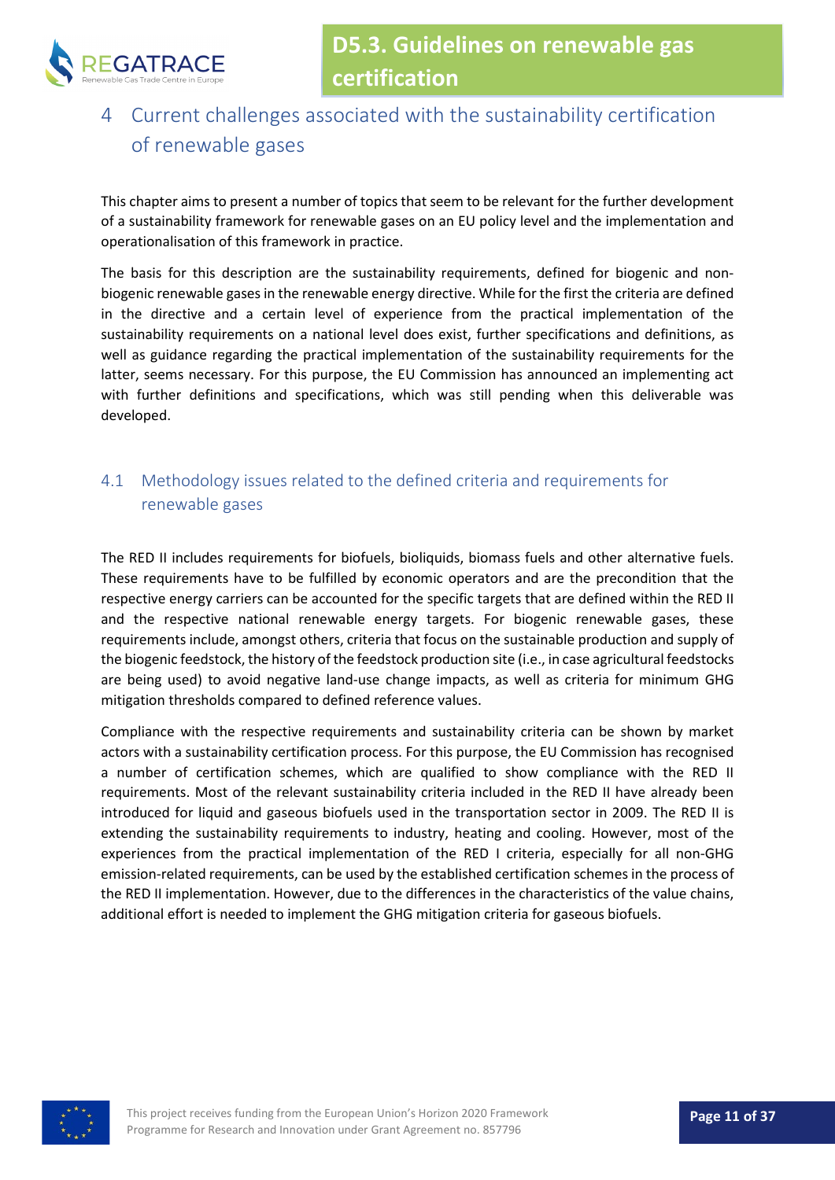# 4 Current challenges associated with the sustainability certification of renewable gases

This chapter aims to present a number of topics that seem to be relevant for the further development of a sustainability framework for renewable gases on an EU policy level and the implementation and operationalisation of this framework in practice.

The basis for this description are the sustainability requirements, defined for biogenic and non-biogenic renewable gases in the renewable energy directive. While for the first the criteria are defined in the directive and a certain level of experience from the practical implementation of the sustainability requirements on a national level does exist, further specifications and definitions, as well as guidance regarding the practical implementation of the sustainability requirements for the latter, seems necessary. For this purpose, the EU Commission has announced an implementing act with further definitions and specifications, which was still pending when this deliverable was developed.

## 4.1 Methodology issues related to the defined criteria and requirements for renewable gases

The RED II includes requirements for biofuels, bioliquids, biomass fuels and other alternative fuels. These requirements have to be fulfilled by economic operators and are the precondition that the respective energy carriers can be accounted for the specific targets that are defined within the RED II and the respective national renewable energy targets. For biogenic renewable gases, these requirements include, amongst others, criteria that focus on the sustainable production and supply of the biogenic feedstock, the history of the feedstock production site (i.e., in case agricultural feedstocks are being used) to avoid negative land-use change impacts, as well as criteria for minimum GHG mitigation thresholds compared to defined reference values.

Compliance with the respective requirements and sustainability criteria can be shown by market actors with a sustainability certification process. For this purpose, the EU Commission has recognised a number of certification schemes, which are qualified to show compliance with the RED II requirements. Most of the relevant sustainability criteria included in the RED II have already been introduced for liquid and gaseous biofuels used in the transportation sector in 2009. The RED II is extending the sustainability requirements to industry, heating and cooling. However, most of the experiences from the practical implementation of the RED I criteria, especially for all non-GHG emission-related requirements, can be used by the established certification schemes in the process of the RED II implementation. However, due to the differences in the characteristics of the value chains, additional effort is needed to implement the GHG mitigation criteria for gaseous biofuels.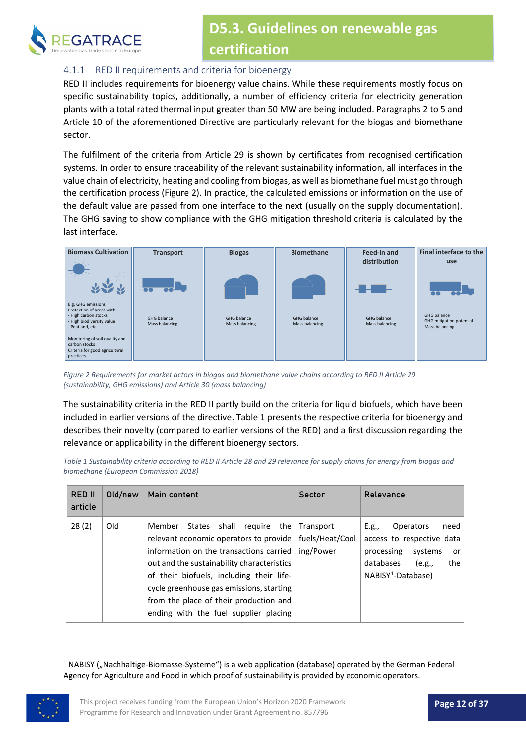### 4.1.1 RED II requirements and criteria for bioenergy

RED II includes requirements for bioenergy value chains. While these requirements mostly focus on specific sustainability topics, additionally, a number of efficiency criteria for electricity generation plants with a total rated thermal input greater than 50 MW are being included. Paragraphs 2 to 5 and Article 10 of the aforementioned Directive are particularly relevant for the biogas and biomethane sector.

The fulfilment of the criteria from Article 29 is shown by certificates from recognised certification systems. In order to ensure traceability of the relevant sustainability information, all interfaces in the value chain of electricity, heating and cooling from biogas, as well as biomethane fuel must go through the certification process (Figure 2). In practice, the calculated emissions or information on the use of the default value are passed from one interface to the next (usually on the supply documentation). The GHG saving to show compliance with the GHG mitigation threshold criteria is calculated by the last interface.

| Biomass Cultivation | Transport | Biogas | Biomethane | Feed-in and distribution | Final interface to the use |
|---|---|---|---|---|---|
| E.g. GHG emissions<br>Protection of areas with:<br>- High carbon stocks<br>- High biodiversity value<br>- Peatland, etc.<br><br>Monitoring of soil quality and carbon stocks<br>Criteria for good agricultural practices | GHG balance<br>Mass balancing | GHG balance<br>Mass balancing | GHG balance<br>Mass balancing | GHG balance<br>Mass balancing | GHG balance<br>GHG mitigation potential<br>Mass balancing |

*Figure 2 Requirements for market actors in biogas and biomethane value chains according to RED II Article 29 (sustainability, GHG emissions) and Article 30 (mass balancing)*

The sustainability criteria in the RED II partly build on the criteria for liquid biofuels, which have been included in earlier versions of the directive. Table 1 presents the respective criteria for bioenergy and describes their novelty (compared to earlier versions of the RED) and a first discussion regarding the relevance or applicability in the different bioenergy sectors.

*Table 1 Sustainability criteria according to RED II Article 28 and 29 relevance for supply chains for energy from biogas and biomethane (European Commission 2018)*

| RED II article | Old/new | Main content | Sector | Relevance |
|---|---|---|---|---|
| 28 (2) | Old | Member States shall require the relevant economic operators to provide information on the transactions carried out and the sustainability characteristics of their biofuels, including their life-cycle greenhouse gas emissions, starting from the place of their production and ending with the fuel supplier placing | Transport fuels/Heat/Cooling/Power | E.g., Operators need access to respective data processing systems or databases (e.g., the NABISY[1]-Database) |

[1] NABISY („Nachhaltige-Biomasse-Systeme") is a web application (database) operated by the German Federal Agency for Agriculture and Food in which proof of sustainability is provided by economic operators.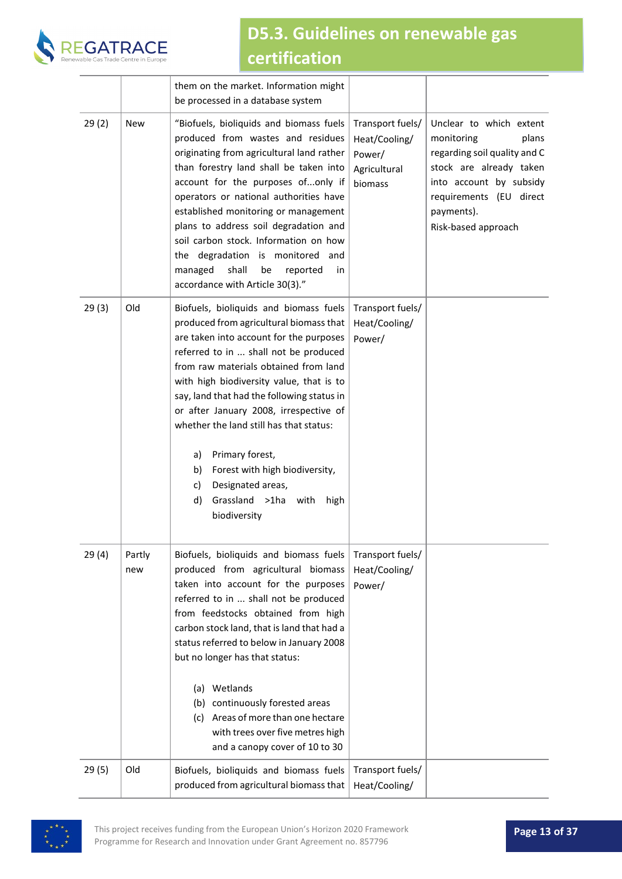| | | | | |
|---|---|---|---|---|
| | | them on the market. Information might be processed in a database system | | |
| 29 (2) | New | "Biofuels, bioliquids and biomass fuels produced from wastes and residues originating from agricultural land rather than forestry land shall be taken into account for the purposes of...only if operators or national authorities have established monitoring or management plans to address soil degradation and soil carbon stock. Information on how the degradation is monitored and managed shall be reported in accordance with Article 30(3)." | Transport fuels/ Heat/Cooling/ Power/ Agricultural biomass | Unclear to which extent monitoring plans regarding soil quality and C stock are already taken into account by subsidy requirements (EU direct payments).<br>Risk-based approach |
| 29 (3) | Old | Biofuels, bioliquids and biomass fuels produced from agricultural biomass that are taken into account for the purposes referred to in ... shall not be produced from raw materials obtained from land with high biodiversity value, that is to say, land that had the following status in or after January 2008, irrespective of whether the land still has that status:<br>a) Primary forest,<br>b) Forest with high biodiversity,<br>c) Designated areas,<br>d) Grassland >1ha with high biodiversity | Transport fuels/ Heat/Cooling/ Power/ | |
| 29 (4) | Partly new | Biofuels, bioliquids and biomass fuels produced from agricultural biomass taken into account for the purposes referred to in ... shall not be produced from feedstocks obtained from high carbon stock land, that is land that had a status referred to below in January 2008 but no longer has that status:<br>(a) Wetlands<br>(b) continuously forested areas<br>(c) Areas of more than one hectare with trees over five metres high and a canopy cover of 10 to 30 | Transport fuels/ Heat/Cooling/ Power/ | |
| 29 (5) | Old | Biofuels, bioliquids and biomass fuels produced from agricultural biomass that | Transport fuels/ Heat/Cooling/ | |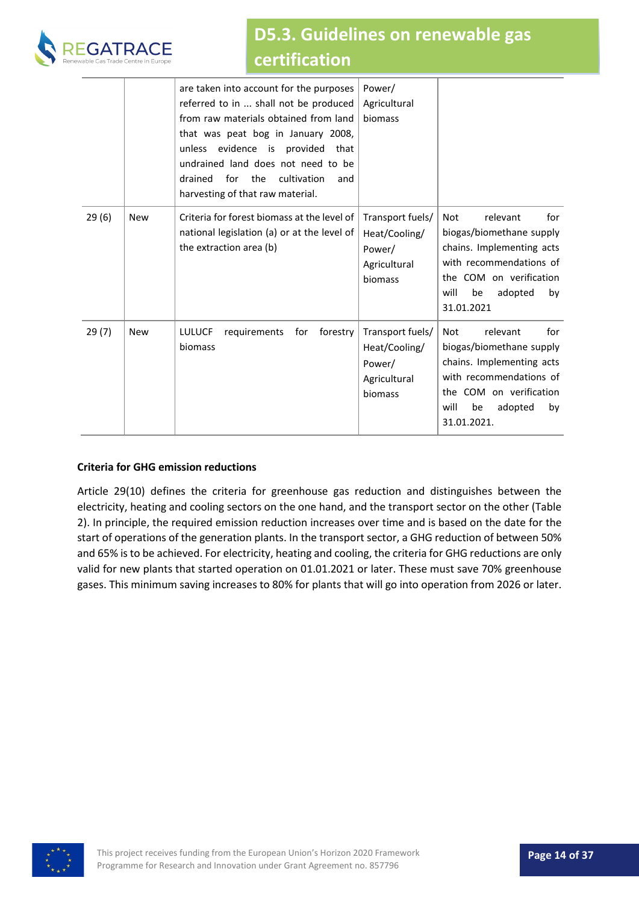| | | | | |
|---|---|---|---|---|
| | | are taken into account for the purposes referred to in ... shall not be produced from raw materials obtained from land that was peat bog in January 2008, unless evidence is provided that undrained land does not need to be drained for the cultivation and harvesting of that raw material. | Power/ Agricultural biomass | |
| 29 (6) | New | Criteria for forest biomass at the level of national legislation (a) or at the level of the extraction area (b) | Transport fuels/ Heat/Cooling/ Power/ Agricultural biomass | Not relevant for biogas/biomethane supply chains. Implementing acts with recommendations of the COM on verification will be adopted by 31.01.2021 |
| 29 (7) | New | LULUCF requirements for forestry biomass | Transport fuels/ Heat/Cooling/ Power/ Agricultural biomass | Not relevant for biogas/biomethane supply chains. Implementing acts with recommendations of the COM on verification will be adopted by 31.01.2021. |

**Criteria for GHG emission reductions**

Article 29(10) defines the criteria for greenhouse gas reduction and distinguishes between the electricity, heating and cooling sectors on the one hand, and the transport sector on the other (Table 2). In principle, the required emission reduction increases over time and is based on the date for the start of operations of the generation plants. In the transport sector, a GHG reduction of between 50% and 65% is to be achieved. For electricity, heating and cooling, the criteria for GHG reductions are only valid for new plants that started operation on 01.01.2021 or later. These must save 70% greenhouse gases. This minimum saving increases to 80% for plants that will go into operation from 2026 or later.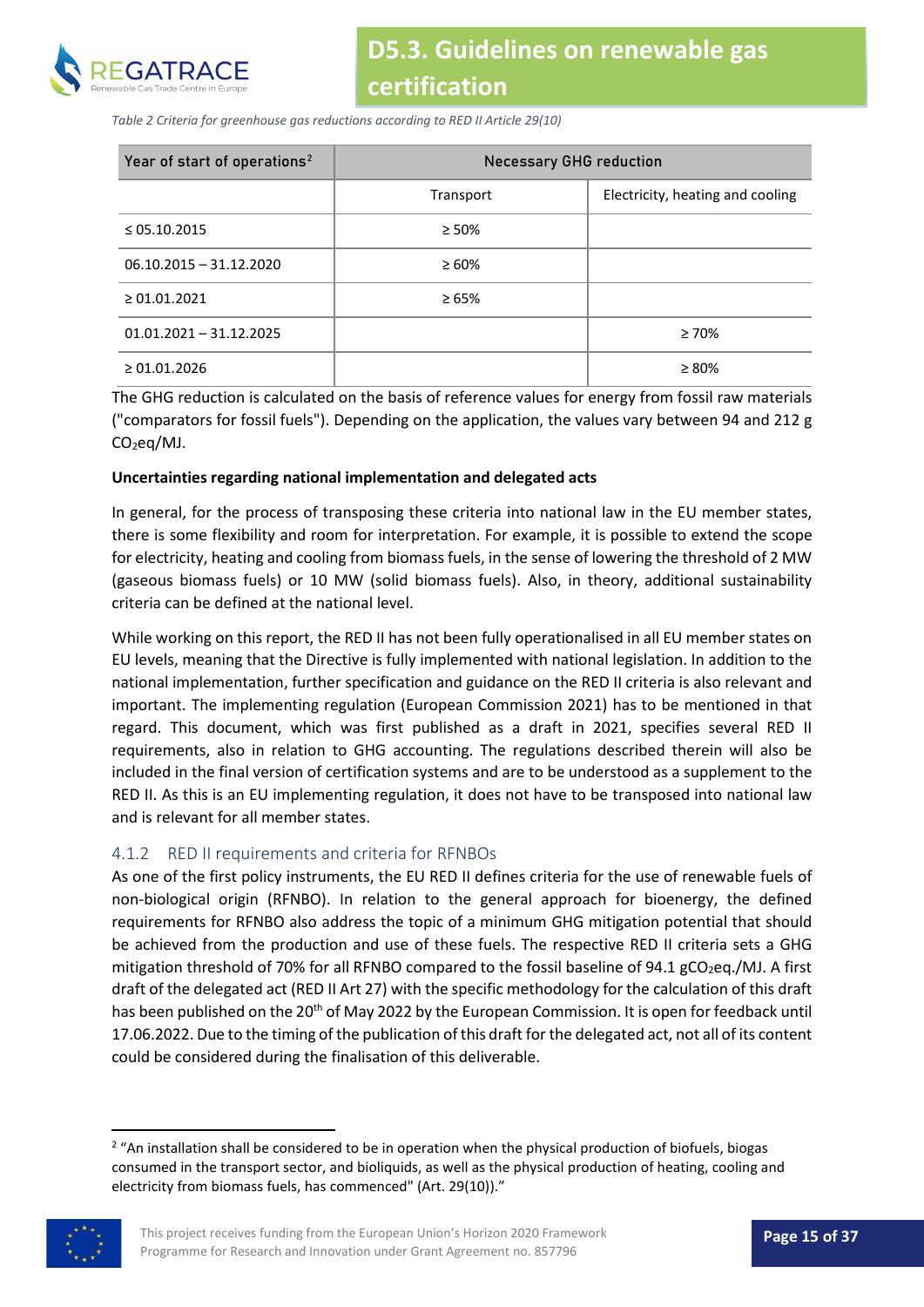*Table 2 Criteria for greenhouse gas reductions according to RED II Article 29(10)*

| Year of start of operations[2] | Necessary GHG reduction | |
|---|---|---|
| | Transport | Electricity, heating and cooling |
| ≤ 05.10.2015 | ≥ 50% | |
| 06.10.2015 – 31.12.2020 | ≥ 60% | |
| ≥ 01.01.2021 | ≥ 65% | |
| 01.01.2021 – 31.12.2025 | | ≥ 70% |
| ≥ 01.01.2026 | | ≥ 80% |

The GHG reduction is calculated on the basis of reference values for energy from fossil raw materials ("comparators for fossil fuels"). Depending on the application, the values vary between 94 and 212 g $CO_2$eq/MJ.

**Uncertainties regarding national implementation and delegated acts**

In general, for the process of transposing these criteria into national law in the EU member states, there is some flexibility and room for interpretation. For example, it is possible to extend the scope for electricity, heating and cooling from biomass fuels, in the sense of lowering the threshold of 2 MW (gaseous biomass fuels) or 10 MW (solid biomass fuels). Also, in theory, additional sustainability criteria can be defined at the national level.

While working on this report, the RED II has not been fully operationalised in all EU member states on EU levels, meaning that the Directive is fully implemented with national legislation. In addition to the national implementation, further specification and guidance on the RED II criteria is also relevant and important. The implementing regulation (European Commission 2021) has to be mentioned in that regard. This document, which was first published as a draft in 2021, specifies several RED II requirements, also in relation to GHG accounting. The regulations described therein will also be included in the final version of certification systems and are to be understood as a supplement to the RED II. As this is an EU implementing regulation, it does not have to be transposed into national law and is relevant for all member states.

### 4.1.2 RED II requirements and criteria for RFNBOs

As one of the first policy instruments, the EU RED II defines criteria for the use of renewable fuels of non-biological origin (RFNBO). In relation to the general approach for bioenergy, the defined requirements for RFNBO also address the topic of a minimum GHG mitigation potential that should be achieved from the production and use of these fuels. The respective RED II criteria sets a GHG mitigation threshold of 70% for all RFNBO compared to the fossil baseline of 94.1 g$CO_2$eq./MJ. A first draft of the delegated act (RED II Art 27) with the specific methodology for the calculation of this draft has been published on the 20th of May 2022 by the European Commission. It is open for feedback until 17.06.2022. Due to the timing of the publication of this draft for the delegated act, not all of its content could be considered during the finalisation of this deliverable.

[2] "An installation shall be considered to be in operation when the physical production of biofuels, biogas consumed in the transport sector, and bioliquids, as well as the physical production of heating, cooling and electricity from biomass fuels, has commenced" (Art. 29(10))."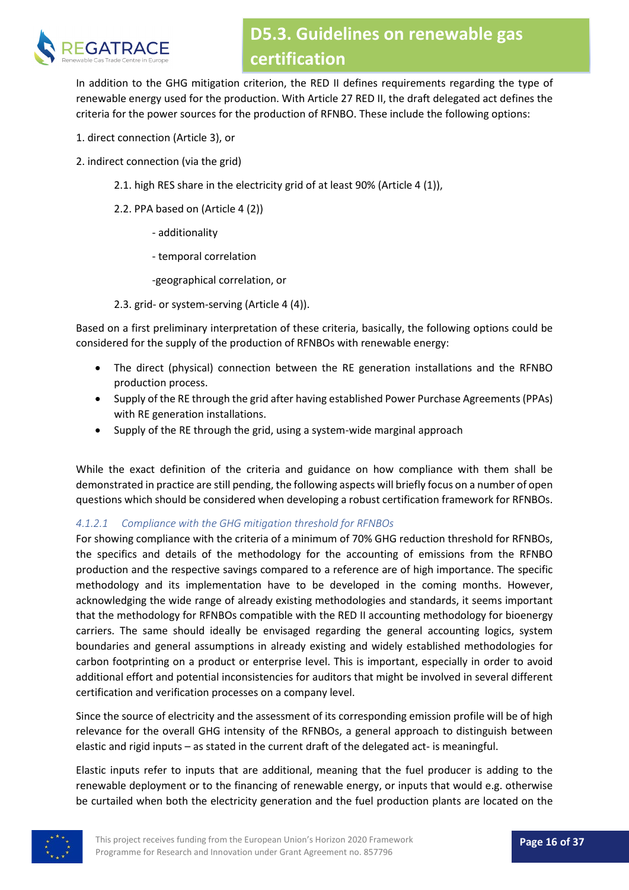In addition to the GHG mitigation criterion, the RED II defines requirements regarding the type of renewable energy used for the production. With Article 27 RED II, the draft delegated act defines the criteria for the power sources for the production of RFNBO. These include the following options:

1. direct connection (Article 3), or
2. indirect connection (via the grid)
    - 2.1. high RES share in the electricity grid of at least 90% (Article 4 (1)),
    - 2.2. PPA based on (Article 4 (2))
        - additionality
        - temporal correlation
        - geographical correlation, or
    - 2.3. grid- or system-serving (Article 4 (4)).

Based on a first preliminary interpretation of these criteria, basically, the following options could be considered for the supply of the production of RFNBOs with renewable energy:

- The direct (physical) connection between the RE generation installations and the RFNBO production process.
- Supply of the RE through the grid after having established Power Purchase Agreements (PPAs) with RE generation installations.
- Supply of the RE through the grid, using a system-wide marginal approach

While the exact definition of the criteria and guidance on how compliance with them shall be demonstrated in practice are still pending, the following aspects will briefly focus on a number of open questions which should be considered when developing a robust certification framework for RFNBOs.

#### *4.1.2.1 Compliance with the GHG mitigation threshold for RFNBOs*

For showing compliance with the criteria of a minimum of 70% GHG reduction threshold for RFNBOs, the specifics and details of the methodology for the accounting of emissions from the RFNBO production and the respective savings compared to a reference are of high importance. The specific methodology and its implementation have to be developed in the coming months. However, acknowledging the wide range of already existing methodologies and standards, it seems important that the methodology for RFNBOs compatible with the RED II accounting methodology for bioenergy carriers. The same should ideally be envisaged regarding the general accounting logics, system boundaries and general assumptions in already existing and widely established methodologies for carbon footprinting on a product or enterprise level. This is important, especially in order to avoid additional effort and potential inconsistencies for auditors that might be involved in several different certification and verification processes on a company level.

Since the source of electricity and the assessment of its corresponding emission profile will be of high relevance for the overall GHG intensity of the RFNBOs, a general approach to distinguish between elastic and rigid inputs – as stated in the current draft of the delegated act- is meaningful.

Elastic inputs refer to inputs that are additional, meaning that the fuel producer is adding to the renewable deployment or to the financing of renewable energy, or inputs that would e.g. otherwise be curtailed when both the electricity generation and the fuel production plants are located on the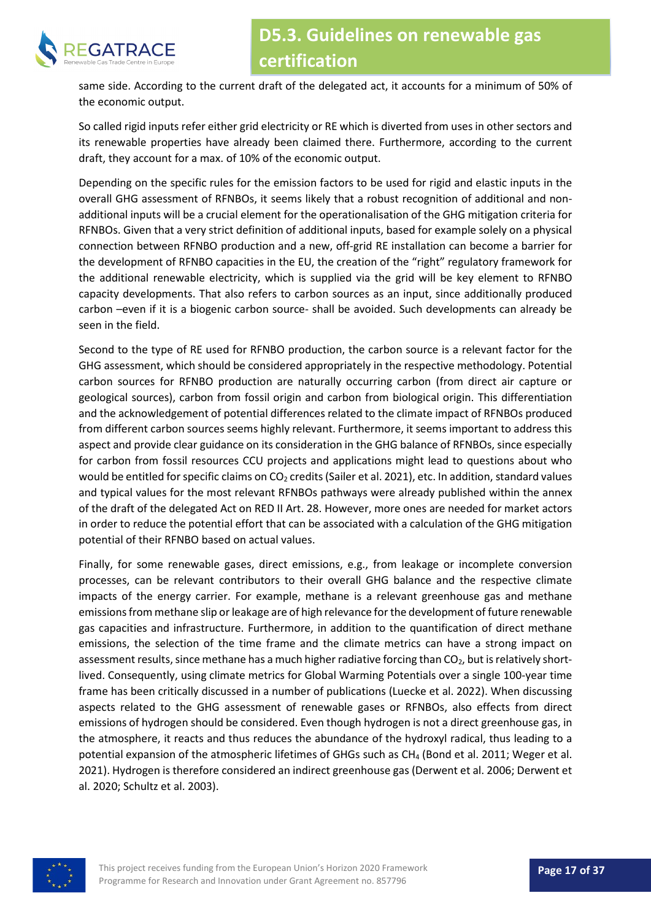same side. According to the current draft of the delegated act, it accounts for a minimum of 50% of the economic output.

So called rigid inputs refer either grid electricity or RE which is diverted from uses in other sectors and its renewable properties have already been claimed there. Furthermore, according to the current draft, they account for a max. of 10% of the economic output.

Depending on the specific rules for the emission factors to be used for rigid and elastic inputs in the overall GHG assessment of RFNBOs, it seems likely that a robust recognition of additional and non-additional inputs will be a crucial element for the operationalisation of the GHG mitigation criteria for RFNBOs. Given that a very strict definition of additional inputs, based for example solely on a physical connection between RFNBO production and a new, off-grid RE installation can become a barrier for the development of RFNBO capacities in the EU, the creation of the "right" regulatory framework for the additional renewable electricity, which is supplied via the grid will be key element to RFNBO capacity developments. That also refers to carbon sources as an input, since additionally produced carbon –even if it is a biogenic carbon source- shall be avoided. Such developments can already be seen in the field.

Second to the type of RE used for RFNBO production, the carbon source is a relevant factor for the GHG assessment, which should be considered appropriately in the respective methodology. Potential carbon sources for RFNBO production are naturally occurring carbon (from direct air capture or geological sources), carbon from fossil origin and carbon from biological origin. This differentiation and the acknowledgement of potential differences related to the climate impact of RFNBOs produced from different carbon sources seems highly relevant. Furthermore, it seems important to address this aspect and provide clear guidance on its consideration in the GHG balance of RFNBOs, since especially for carbon from fossil resources CCU projects and applications might lead to questions about who would be entitled for specific claims on $CO_2$ credits (Sailer et al. 2021), etc. In addition, standard values and typical values for the most relevant RFNBOs pathways were already published within the annex of the draft of the delegated Act on RED II Art. 28. However, more ones are needed for market actors in order to reduce the potential effort that can be associated with a calculation of the GHG mitigation potential of their RFNBO based on actual values.

Finally, for some renewable gases, direct emissions, e.g., from leakage or incomplete conversion processes, can be relevant contributors to their overall GHG balance and the respective climate impacts of the energy carrier. For example, methane is a relevant greenhouse gas and methane emissions from methane slip or leakage are of high relevance for the development of future renewable gas capacities and infrastructure. Furthermore, in addition to the quantification of direct methane emissions, the selection of the time frame and the climate metrics can have a strong impact on assessment results, since methane has a much higher radiative forcing than $CO_2$, but is relatively short-lived. Consequently, using climate metrics for Global Warming Potentials over a single 100-year time frame has been critically discussed in a number of publications (Luecke et al. 2022). When discussing aspects related to the GHG assessment of renewable gases or RFNBOs, also effects from direct emissions of hydrogen should be considered. Even though hydrogen is not a direct greenhouse gas, in the atmosphere, it reacts and thus reduces the abundance of the hydroxyl radical, thus leading to a potential expansion of the atmospheric lifetimes of GHGs such as $CH_4$ (Bond et al. 2011; Weger et al. 2021). Hydrogen is therefore considered an indirect greenhouse gas (Derwent et al. 2006; Derwent et al. 2020; Schultz et al. 2003).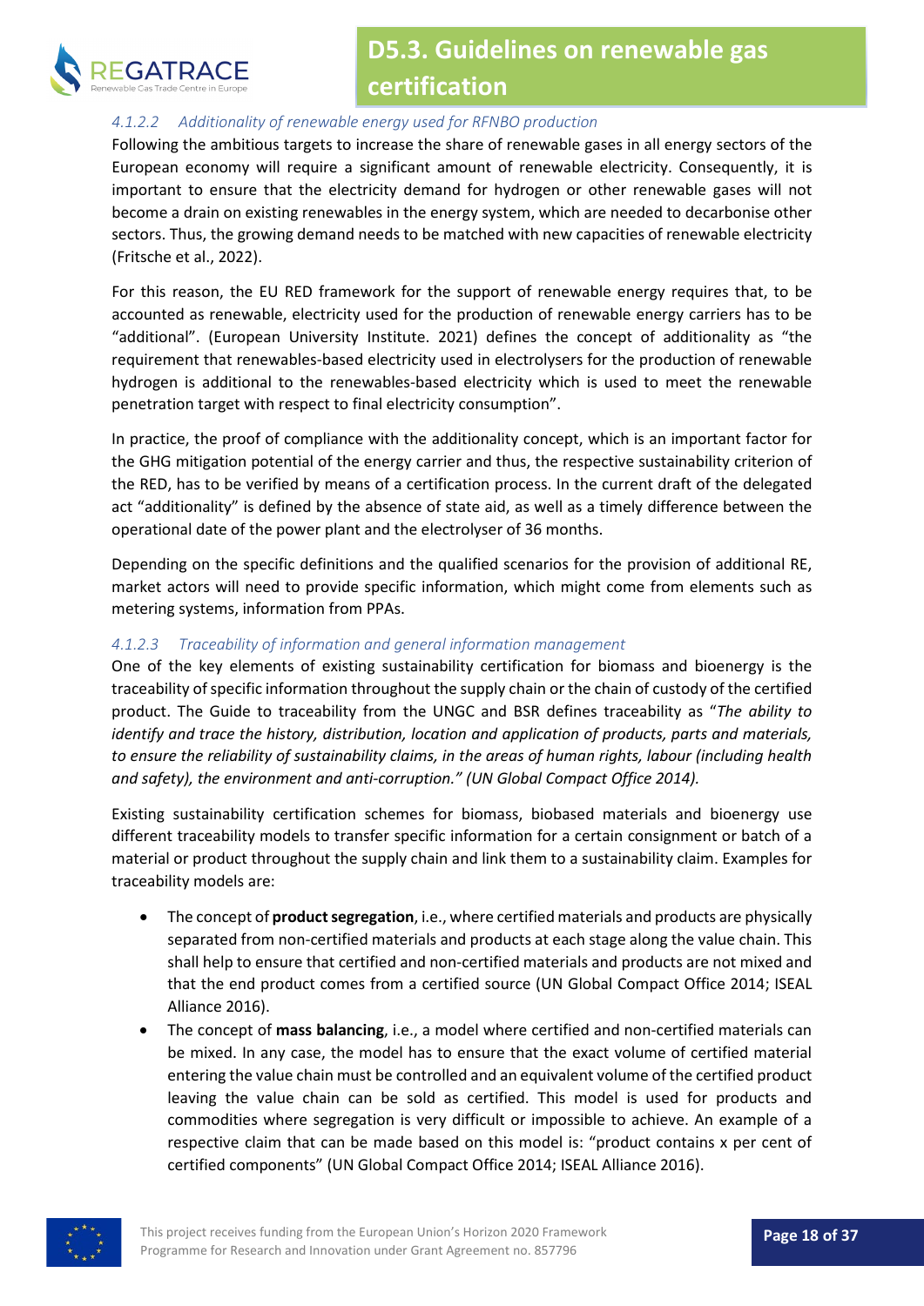#### 4.1.2.2 Additionality of renewable energy used for RFNBO production

Following the ambitious targets to increase the share of renewable gases in all energy sectors of the European economy will require a significant amount of renewable electricity. Consequently, it is important to ensure that the electricity demand for hydrogen or other renewable gases will not become a drain on existing renewables in the energy system, which are needed to decarbonise other sectors. Thus, the growing demand needs to be matched with new capacities of renewable electricity (Fritsche et al., 2022).

For this reason, the EU RED framework for the support of renewable energy requires that, to be accounted as renewable, electricity used for the production of renewable energy carriers has to be "additional". (European University Institute. 2021) defines the concept of additionality as "the requirement that renewables-based electricity used in electrolysers for the production of renewable hydrogen is additional to the renewables-based electricity which is used to meet the renewable penetration target with respect to final electricity consumption".

In practice, the proof of compliance with the additionality concept, which is an important factor for the GHG mitigation potential of the energy carrier and thus, the respective sustainability criterion of the RED, has to be verified by means of a certification process. In the current draft of the delegated act "additionality" is defined by the absence of state aid, as well as a timely difference between the operational date of the power plant and the electrolyser of 36 months.

Depending on the specific definitions and the qualified scenarios for the provision of additional RE, market actors will need to provide specific information, which might come from elements such as metering systems, information from PPAs.

#### 4.1.2.3 Traceability of information and general information management

One of the key elements of existing sustainability certification for biomass and bioenergy is the traceability of specific information throughout the supply chain or the chain of custody of the certified product. The Guide to traceability from the UNGC and BSR defines traceability as "*The ability to identify and trace the history, distribution, location and application of products, parts and materials, to ensure the reliability of sustainability claims, in the areas of human rights, labour (including health and safety), the environment and anti-corruption." (UN Global Compact Office 2014).*

Existing sustainability certification schemes for biomass, biobased materials and bioenergy use different traceability models to transfer specific information for a certain consignment or batch of a material or product throughout the supply chain and link them to a sustainability claim. Examples for traceability models are:

- The concept of **product segregation**, i.e., where certified materials and products are physically separated from non-certified materials and products at each stage along the value chain. This shall help to ensure that certified and non-certified materials and products are not mixed and that the end product comes from a certified source (UN Global Compact Office 2014; ISEAL Alliance 2016).
- The concept of **mass balancing**, i.e., a model where certified and non-certified materials can be mixed. In any case, the model has to ensure that the exact volume of certified material entering the value chain must be controlled and an equivalent volume of the certified product leaving the value chain can be sold as certified. This model is used for products and commodities where segregation is very difficult or impossible to achieve. An example of a respective claim that can be made based on this model is: "product contains x per cent of certified components" (UN Global Compact Office 2014; ISEAL Alliance 2016).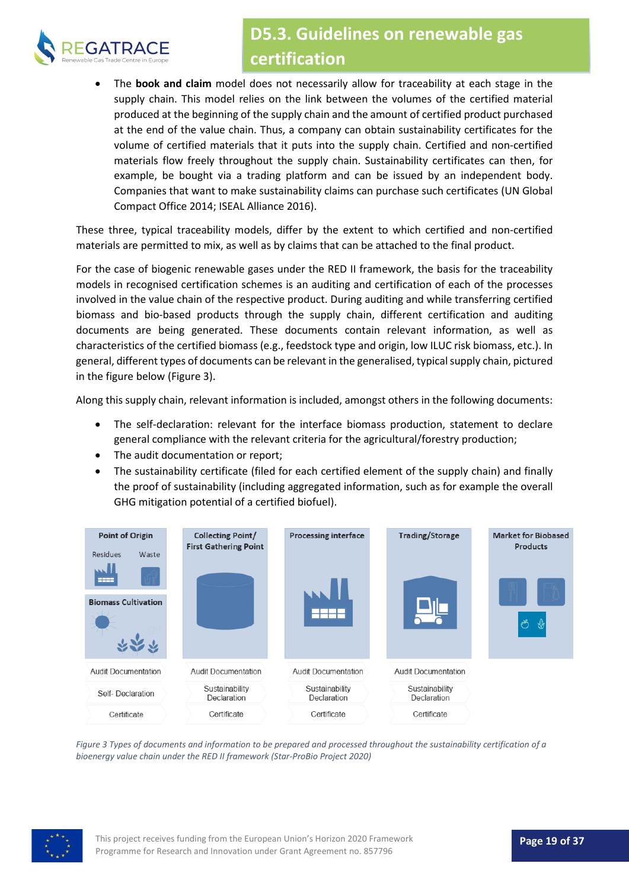- The **book and claim** model does not necessarily allow for traceability at each stage in the supply chain. This model relies on the link between the volumes of the certified material produced at the beginning of the supply chain and the amount of certified product purchased at the end of the value chain. Thus, a company can obtain sustainability certificates for the volume of certified materials that it puts into the supply chain. Certified and non-certified materials flow freely throughout the supply chain. Sustainability certificates can then, for example, be bought via a trading platform and can be issued by an independent body. Companies that want to make sustainability claims can purchase such certificates (UN Global Compact Office 2014; ISEAL Alliance 2016).

These three, typical traceability models, differ by the extent to which certified and non-certified materials are permitted to mix, as well as by claims that can be attached to the final product.

For the case of biogenic renewable gases under the RED II framework, the basis for the traceability models in recognised certification schemes is an auditing and certification of each of the processes involved in the value chain of the respective product. During auditing and while transferring certified biomass and bio-based products through the supply chain, different certification and auditing documents are being generated. These documents contain relevant information, as well as characteristics of the certified biomass (e.g., feedstock type and origin, low ILUC risk biomass, etc.). In general, different types of documents can be relevant in the generalised, typical supply chain, pictured in the figure below (Figure 3).

Along this supply chain, relevant information is included, amongst others in the following documents:

- The self-declaration: relevant for the interface biomass production, statement to declare general compliance with the relevant criteria for the agricultural/forestry production;
- The audit documentation or report;
- The sustainability certificate (filed for each certified element of the supply chain) and finally the proof of sustainability (including aggregated information, such as for example the overall GHG mitigation potential of a certified biofuel).

| Point of Origin (Residues, Waste) / Biomass Cultivation | Collecting Point/ First Gathering Point | Processing interface | Trading/Storage | Market for Biobased Products |
|---|---|---|---|---|
| Audit Documentation | Audit Documentation | Audit Documentation | Audit Documentation | |
| Self- Declaration | Sustainability Declaration | Sustainability Declaration | Sustainability Declaration | |
| Certificate | Certificate | Certificate | Certificate | |

*Figure 3 Types of documents and information to be prepared and processed throughout the sustainability certification of a bioenergy value chain under the RED II framework (Star-ProBio Project 2020)*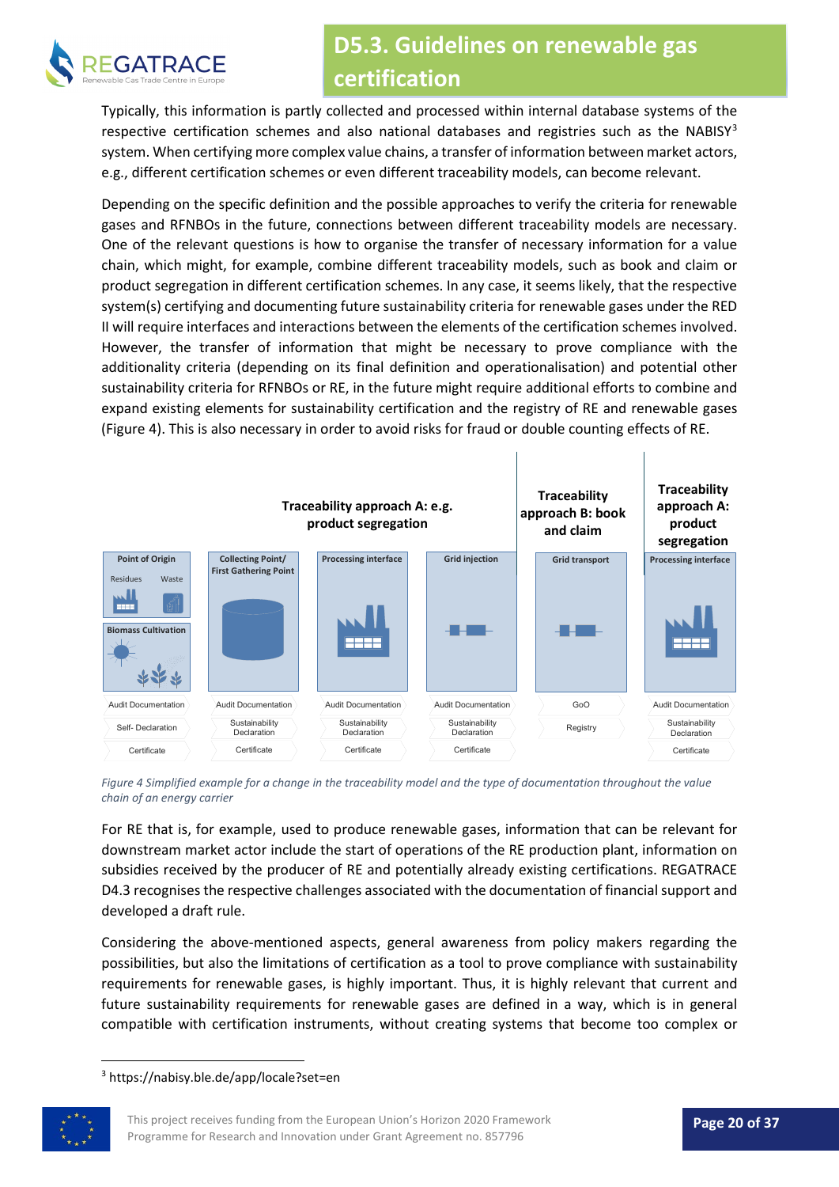Typically, this information is partly collected and processed within internal database systems of the respective certification schemes and also national databases and registries such as the NABISY[3] system. When certifying more complex value chains, a transfer of information between market actors, e.g., different certification schemes or even different traceability models, can become relevant.

Depending on the specific definition and the possible approaches to verify the criteria for renewable gases and RFNBOs in the future, connections between different traceability models are necessary. One of the relevant questions is how to organise the transfer of necessary information for a value chain, which might, for example, combine different traceability models, such as book and claim or product segregation in different certification schemes. In any case, it seems likely, that the respective system(s) certifying and documenting future sustainability criteria for renewable gases under the RED II will require interfaces and interactions between the elements of the certification schemes involved. However, the transfer of information that might be necessary to prove compliance with the additionality criteria (depending on its final definition and operationalisation) and potential other sustainability criteria for RFNBOs or RE, in the future might require additional efforts to combine and expand existing elements for sustainability certification and the registry of RE and renewable gases (Figure 4). This is also necessary in order to avoid risks for fraud or double counting effects of RE.

| Traceability approach A: e.g. product segregation | | | | Traceability approach B: book and claim | Traceability approach A: product segregation |
|---|---|---|---|---|---|
| Point of Origin (Residues, Waste) / Biomass Cultivation | Collecting Point/ First Gathering Point | Processing interface | Grid injection | Grid transport | Processing interface |
| Audit Documentation | Audit Documentation | Audit Documentation | Audit Documentation | GoO | Audit Documentation |
| Self- Declaration | Sustainability Declaration | Sustainability Declaration | Sustainability Declaration | Registry | Sustainability Declaration |
| Certificate | Certificate | Certificate | Certificate | | Certificate |

*Figure 4 Simplified example for a change in the traceability model and the type of documentation throughout the value chain of an energy carrier*

For RE that is, for example, used to produce renewable gases, information that can be relevant for downstream market actor include the start of operations of the RE production plant, information on subsidies received by the producer of RE and potentially already existing certifications. REGATRACE D4.3 recognises the respective challenges associated with the documentation of financial support and developed a draft rule.

Considering the above-mentioned aspects, general awareness from policy makers regarding the possibilities, but also the limitations of certification as a tool to prove compliance with sustainability requirements for renewable gases, is highly important. Thus, it is highly relevant that current and future sustainability requirements for renewable gases are defined in a way, which is in general compatible with certification instruments, without creating systems that become too complex or

[3] https://nabisy.ble.de/app/locale?set=en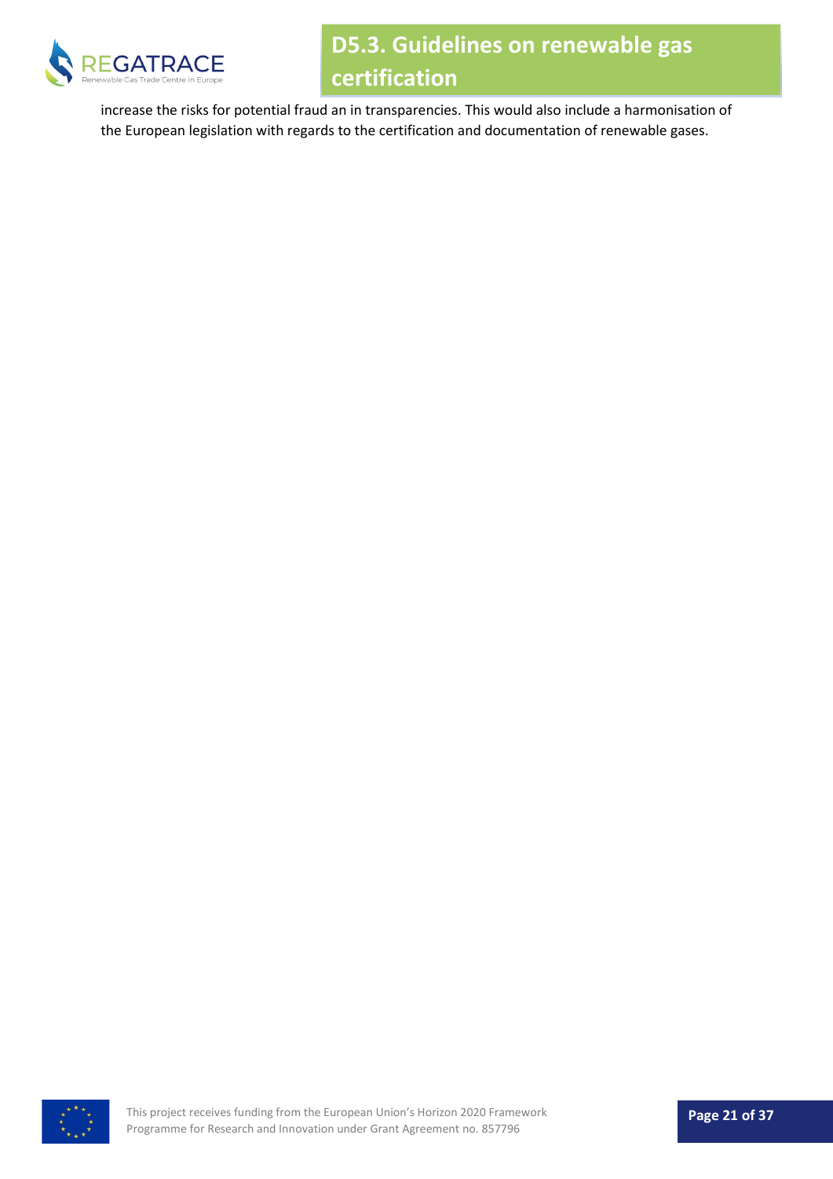increase the risks for potential fraud an in transparencies. This would also include a harmonisation of the European legislation with regards to the certification and documentation of renewable gases.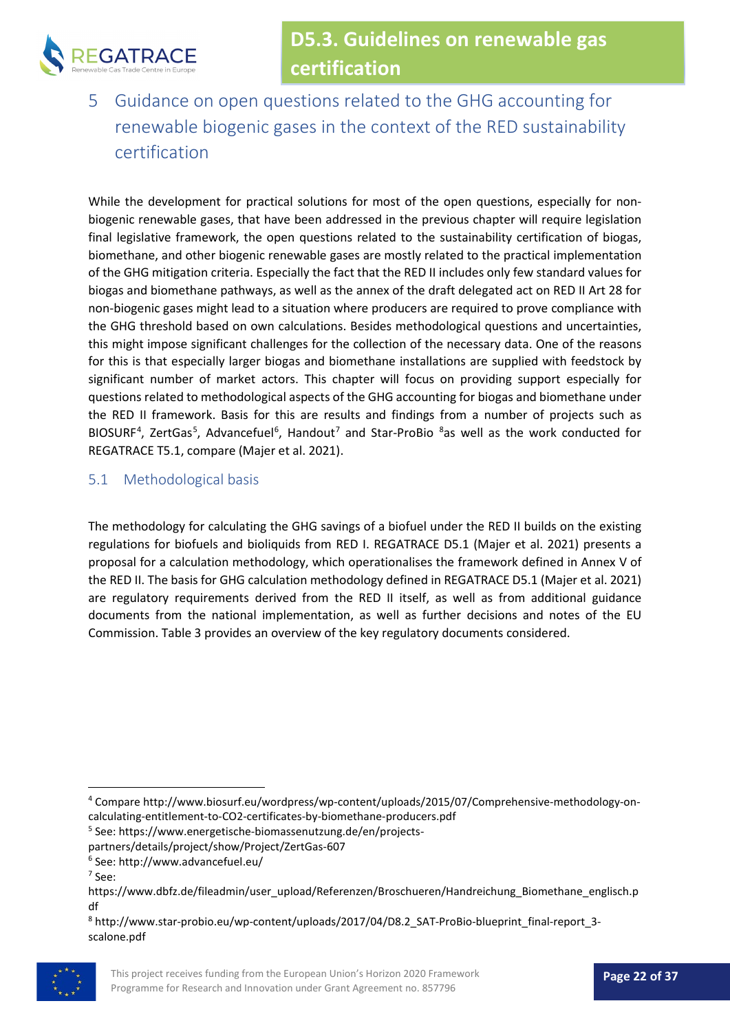# 5 Guidance on open questions related to the GHG accounting for renewable biogenic gases in the context of the RED sustainability certification

While the development for practical solutions for most of the open questions, especially for non-biogenic renewable gases, that have been addressed in the previous chapter will require legislation final legislative framework, the open questions related to the sustainability certification of biogas, biomethane, and other biogenic renewable gases are mostly related to the practical implementation of the GHG mitigation criteria. Especially the fact that the RED II includes only few standard values for biogas and biomethane pathways, as well as the annex of the draft delegated act on RED II Art 28 for non-biogenic gases might lead to a situation where producers are required to prove compliance with the GHG threshold based on own calculations. Besides methodological questions and uncertainties, this might impose significant challenges for the collection of the necessary data. One of the reasons for this is that especially larger biogas and biomethane installations are supplied with feedstock by significant number of market actors. This chapter will focus on providing support especially for questions related to methodological aspects of the GHG accounting for biogas and biomethane under the RED II framework. Basis for this are results and findings from a number of projects such as BIOSURF[4], ZertGas[5], Advancefuel[6], Handout[7] and Star-ProBio [8]as well as the work conducted for REGATRACE T5.1, compare (Majer et al. 2021).

## 5.1 Methodological basis

The methodology for calculating the GHG savings of a biofuel under the RED II builds on the existing regulations for biofuels and bioliquids from RED I. REGATRACE D5.1 (Majer et al. 2021) presents a proposal for a calculation methodology, which operationalises the framework defined in Annex V of the RED II. The basis for GHG calculation methodology defined in REGATRACE D5.1 (Majer et al. 2021) are regulatory requirements derived from the RED II itself, as well as from additional guidance documents from the national implementation, as well as further decisions and notes of the EU Commission. Table 3 provides an overview of the key regulatory documents considered.

---

[4] Compare http://www.biosurf.eu/wordpress/wp-content/uploads/2015/07/Comprehensive-methodology-on-calculating-entitlement-to-CO2-certificates-by-biomethane-producers.pdf

[5] See: https://www.energetische-biomassenutzung.de/en/projects-partners/details/project/show/Project/ZertGas-607

[6] See: http://www.advancefuel.eu/

[7] See: https://www.dbfz.de/fileadmin/user_upload/Referenzen/Broschueren/Handreichung_Biomethane_englisch.pdf

[8] http://www.star-probio.eu/wp-content/uploads/2017/04/D8.2_SAT-ProBio-blueprint_final-report_3-scalone.pdf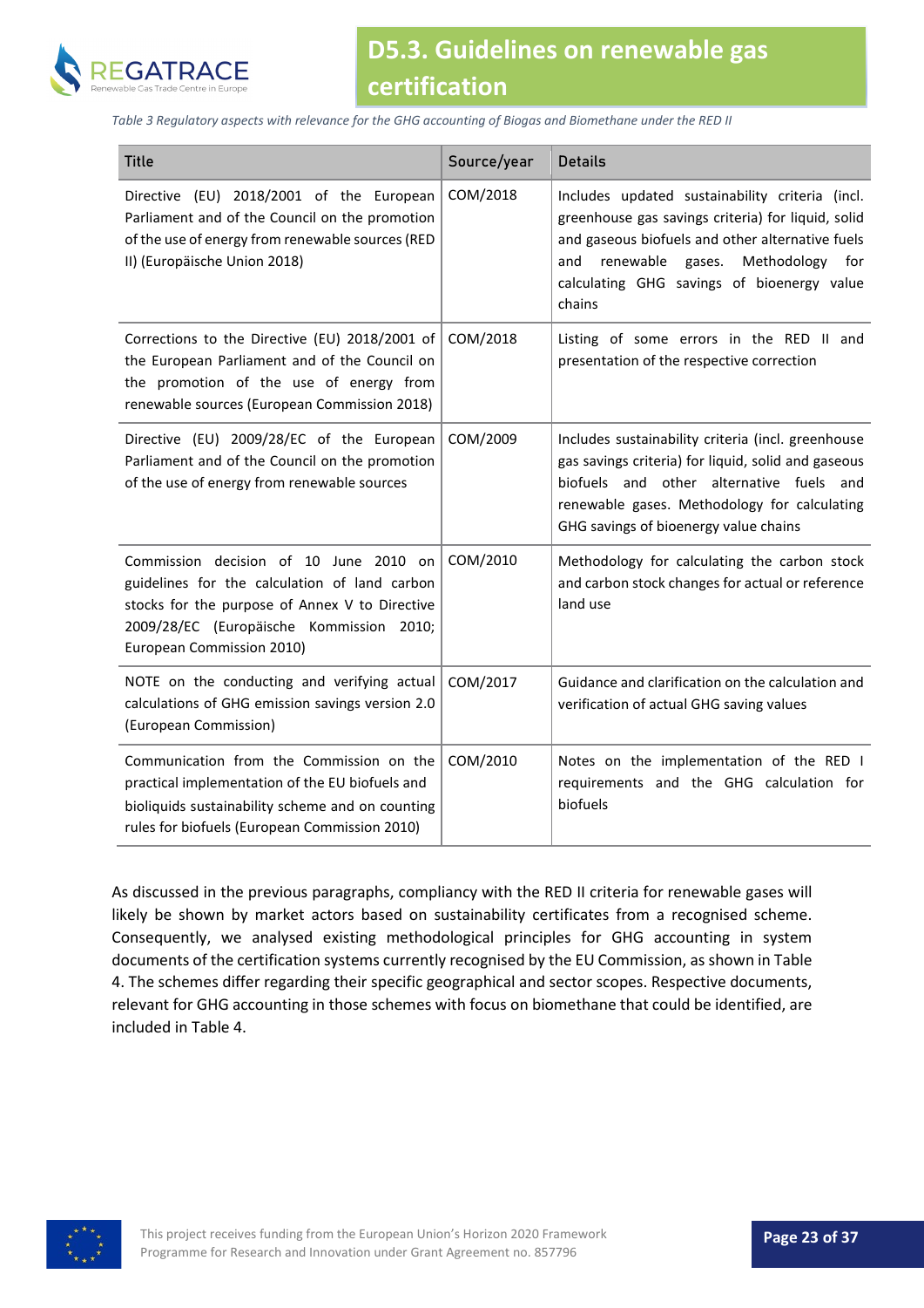*Table 3 Regulatory aspects with relevance for the GHG accounting of Biogas and Biomethane under the RED II*

| Title | Source/year | Details |
|---|---|---|
| Directive (EU) 2018/2001 of the European Parliament and of the Council on the promotion of the use of energy from renewable sources (RED II) (Europäische Union 2018) | COM/2018 | Includes updated sustainability criteria (incl. greenhouse gas savings criteria) for liquid, solid and gaseous biofuels and other alternative fuels and renewable gases. Methodology for calculating GHG savings of bioenergy value chains |
| Corrections to the Directive (EU) 2018/2001 of the European Parliament and of the Council on the promotion of the use of energy from renewable sources (European Commission 2018) | COM/2018 | Listing of some errors in the RED II and presentation of the respective correction |
| Directive (EU) 2009/28/EC of the European Parliament and of the Council on the promotion of the use of energy from renewable sources | COM/2009 | Includes sustainability criteria (incl. greenhouse gas savings criteria) for liquid, solid and gaseous biofuels and other alternative fuels and renewable gases. Methodology for calculating GHG savings of bioenergy value chains |
| Commission decision of 10 June 2010 on guidelines for the calculation of land carbon stocks for the purpose of Annex V to Directive 2009/28/EC (Europäische Kommission 2010; European Commission 2010) | COM/2010 | Methodology for calculating the carbon stock and carbon stock changes for actual or reference land use |
| NOTE on the conducting and verifying actual calculations of GHG emission savings version 2.0 (European Commission) | COM/2017 | Guidance and clarification on the calculation and verification of actual GHG saving values |
| Communication from the Commission on the practical implementation of the EU biofuels and bioliquids sustainability scheme and on counting rules for biofuels (European Commission 2010) | COM/2010 | Notes on the implementation of the RED I requirements and the GHG calculation for biofuels |

As discussed in the previous paragraphs, compliancy with the RED II criteria for renewable gases will likely be shown by market actors based on sustainability certificates from a recognised scheme. Consequently, we analysed existing methodological principles for GHG accounting in system documents of the certification systems currently recognised by the EU Commission, as shown in Table 4. The schemes differ regarding their specific geographical and sector scopes. Respective documents, relevant for GHG accounting in those schemes with focus on biomethane that could be identified, are included in Table 4.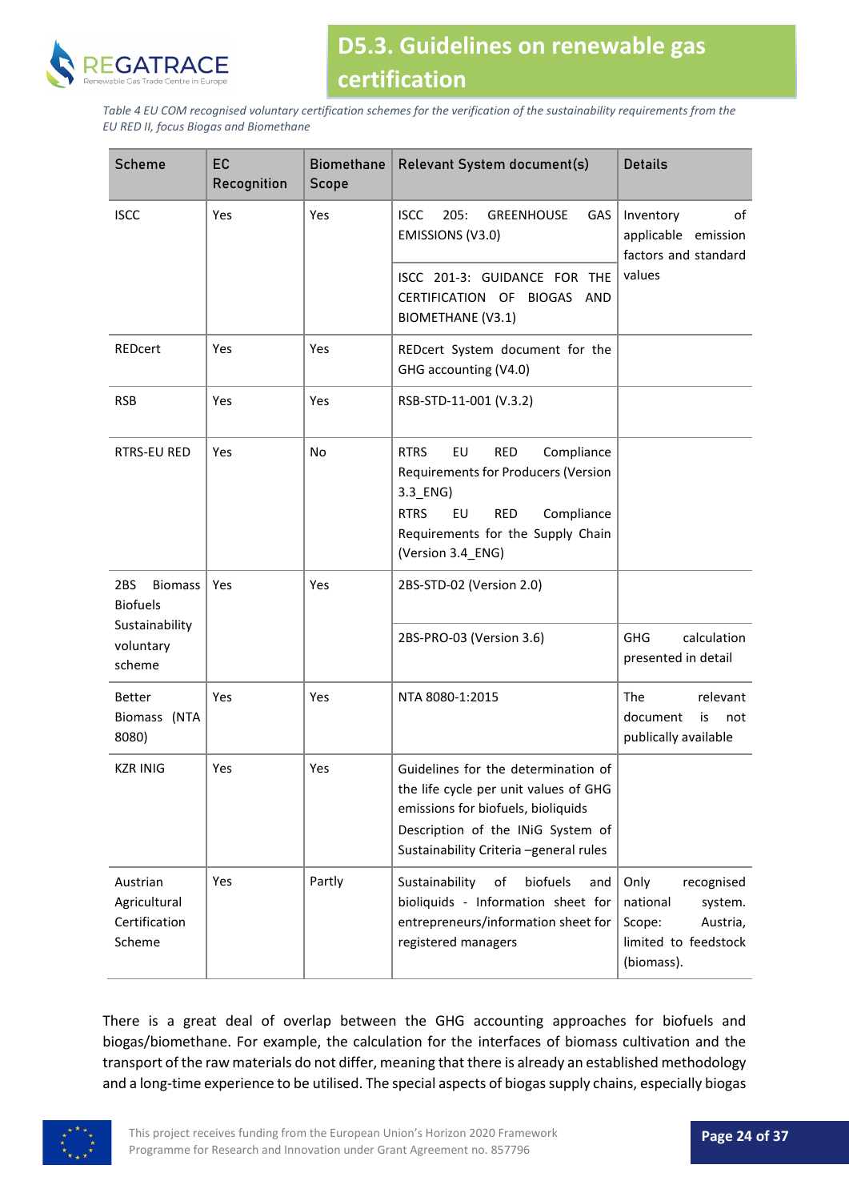*Table 4 EU COM recognised voluntary certification schemes for the verification of the sustainability requirements from the EU RED II, focus Biogas and Biomethane*

| Scheme | EC Recognition | Biomethane Scope | Relevant System document(s) | Details |
|---|---|---|---|---|
| ISCC | Yes | Yes | ISCC 205: GREENHOUSE GAS EMISSIONS (V3.0) | Inventory of applicable emission factors and standard values |
| | | | ISCC 201-3: GUIDANCE FOR THE CERTIFICATION OF BIOGAS AND BIOMETHANE (V3.1) | |
| REDcert | Yes | Yes | REDcert System document for the GHG accounting (V4.0) | |
| RSB | Yes | Yes | RSB-STD-11-001 (V.3.2) | |
| RTRS-EU RED | Yes | No | RTRS EU RED Compliance Requirements for Producers (Version 3.3_ENG)<br>RTRS EU RED Compliance Requirements for the Supply Chain (Version 3.4_ENG) | |
| 2BS Biomass Biofuels Sustainability voluntary scheme | Yes | Yes | 2BS-STD-02 (Version 2.0) | |
| | | | 2BS-PRO-03 (Version 3.6) | GHG calculation presented in detail |
| Better Biomass (NTA 8080) | Yes | Yes | NTA 8080-1:2015 | The relevant document is not publically available |
| KZR INIG | Yes | Yes | Guidelines for the determination of the life cycle per unit values of GHG emissions for biofuels, bioliquids<br>Description of the INiG System of Sustainability Criteria –general rules | |
| Austrian Agricultural Certification Scheme | Yes | Partly | Sustainability of biofuels and bioliquids - Information sheet for entrepreneurs/information sheet for registered managers | Only recognised national system. Scope: Austria, limited to feedstock (biomass). |

There is a great deal of overlap between the GHG accounting approaches for biofuels and biogas/biomethane. For example, the calculation for the interfaces of biomass cultivation and the transport of the raw materials do not differ, meaning that there is already an established methodology and a long-time experience to be utilised. The special aspects of biogas supply chains, especially biogas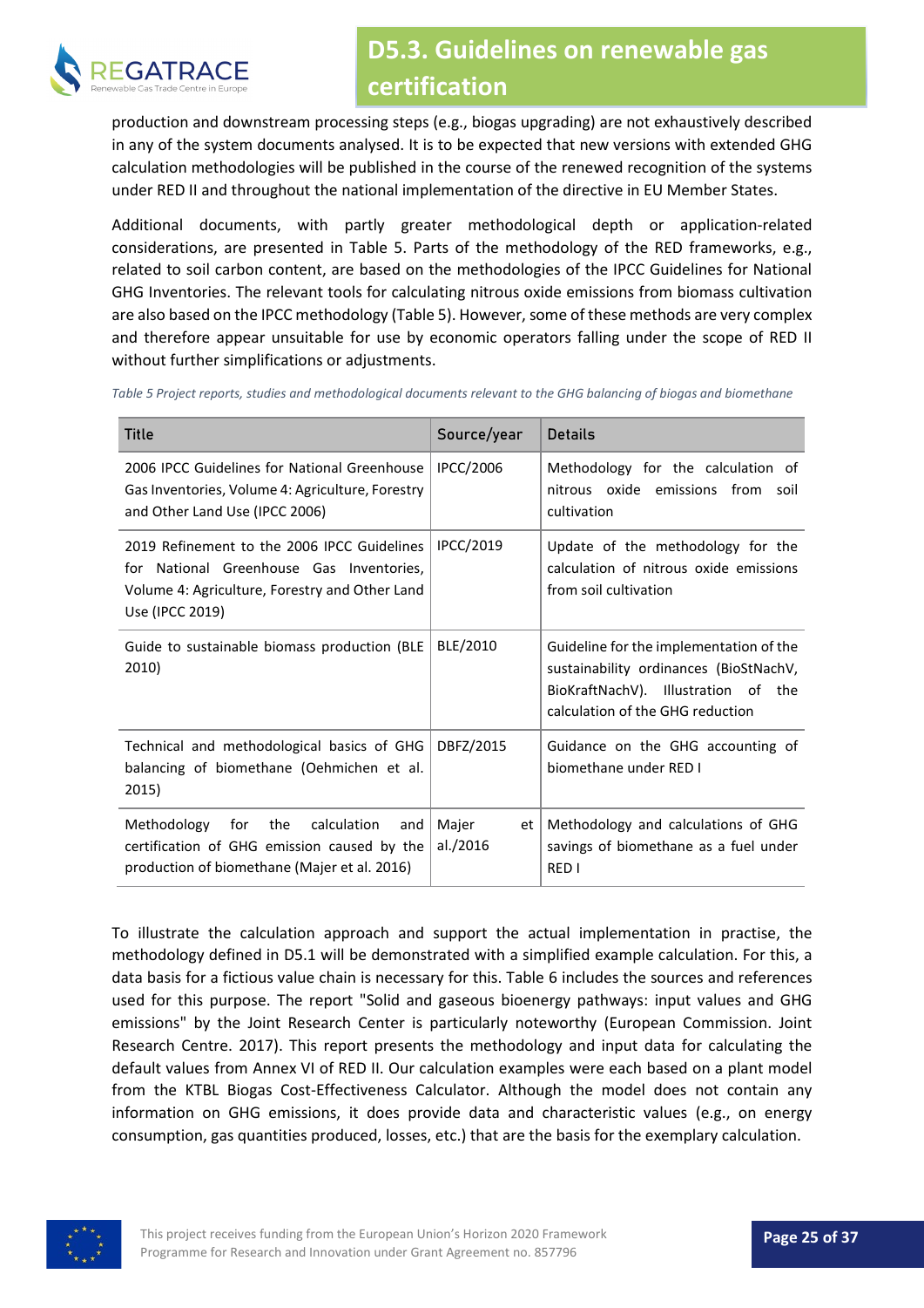production and downstream processing steps (e.g., biogas upgrading) are not exhaustively described in any of the system documents analysed. It is to be expected that new versions with extended GHG calculation methodologies will be published in the course of the renewed recognition of the systems under RED II and throughout the national implementation of the directive in EU Member States.

Additional documents, with partly greater methodological depth or application-related considerations, are presented in Table 5. Parts of the methodology of the RED frameworks, e.g., related to soil carbon content, are based on the methodologies of the IPCC Guidelines for National GHG Inventories. The relevant tools for calculating nitrous oxide emissions from biomass cultivation are also based on the IPCC methodology (Table 5). However, some of these methods are very complex and therefore appear unsuitable for use by economic operators falling under the scope of RED II without further simplifications or adjustments.

*Table 5 Project reports, studies and methodological documents relevant to the GHG balancing of biogas and biomethane*

| Title | Source/year | Details |
|---|---|---|
| 2006 IPCC Guidelines for National Greenhouse Gas Inventories, Volume 4: Agriculture, Forestry and Other Land Use (IPCC 2006) | IPCC/2006 | Methodology for the calculation of nitrous oxide emissions from soil cultivation |
| 2019 Refinement to the 2006 IPCC Guidelines for National Greenhouse Gas Inventories, Volume 4: Agriculture, Forestry and Other Land Use (IPCC 2019) | IPCC/2019 | Update of the methodology for the calculation of nitrous oxide emissions from soil cultivation |
| Guide to sustainable biomass production (BLE 2010) | BLE/2010 | Guideline for the implementation of the sustainability ordinances (BioStNachV, BioKraftNachV). Illustration of the calculation of the GHG reduction |
| Technical and methodological basics of GHG balancing of biomethane (Oehmichen et al. 2015) | DBFZ/2015 | Guidance on the GHG accounting of biomethane under RED I |
| Methodology for the calculation and certification of GHG emission caused by the production of biomethane (Majer et al. 2016) | Majer et al./2016 | Methodology and calculations of GHG savings of biomethane as a fuel under RED I |

To illustrate the calculation approach and support the actual implementation in practise, the methodology defined in D5.1 will be demonstrated with a simplified example calculation. For this, a data basis for a fictious value chain is necessary for this. Table 6 includes the sources and references used for this purpose. The report "Solid and gaseous bioenergy pathways: input values and GHG emissions" by the Joint Research Center is particularly noteworthy (European Commission. Joint Research Centre. 2017). This report presents the methodology and input data for calculating the default values from Annex VI of RED II. Our calculation examples were each based on a plant model from the KTBL Biogas Cost-Effectiveness Calculator. Although the model does not contain any information on GHG emissions, it does provide data and characteristic values (e.g., on energy consumption, gas quantities produced, losses, etc.) that are the basis for the exemplary calculation.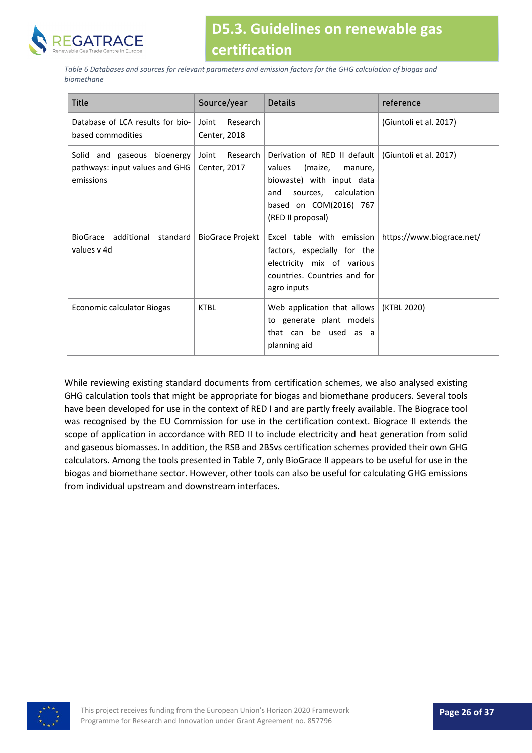*Table 6 Databases and sources for relevant parameters and emission factors for the GHG calculation of biogas and biomethane*

| Title | Source/year | Details | reference |
|---|---|---|---|
| Database of LCA results for bio-based commodities | Joint Research Center, 2018 | | (Giuntoli et al. 2017) |
| Solid and gaseous bioenergy pathways: input values and GHG emissions | Joint Research Center, 2017 | Derivation of RED II default values (maize, manure, biowaste) with input data and sources, calculation based on COM(2016) 767 (RED II proposal) | (Giuntoli et al. 2017) |
| BioGrace additional standard values v 4d | BioGrace Projekt | Excel table with emission factors, especially for the electricity mix of various countries. Countries and for agro inputs | https://www.biograce.net/ |
| Economic calculator Biogas | KTBL | Web application that allows to generate plant models that can be used as a planning aid | (KTBL 2020) |

While reviewing existing standard documents from certification schemes, we also analysed existing GHG calculation tools that might be appropriate for biogas and biomethane producers. Several tools have been developed for use in the context of RED I and are partly freely available. The Biograce tool was recognised by the EU Commission for use in the certification context. Biograce II extends the scope of application in accordance with RED II to include electricity and heat generation from solid and gaseous biomasses. In addition, the RSB and 2BSvs certification schemes provided their own GHG calculators. Among the tools presented in Table 7, only BioGrace II appears to be useful for use in the biogas and biomethane sector. However, other tools can also be useful for calculating GHG emissions from individual upstream and downstream interfaces.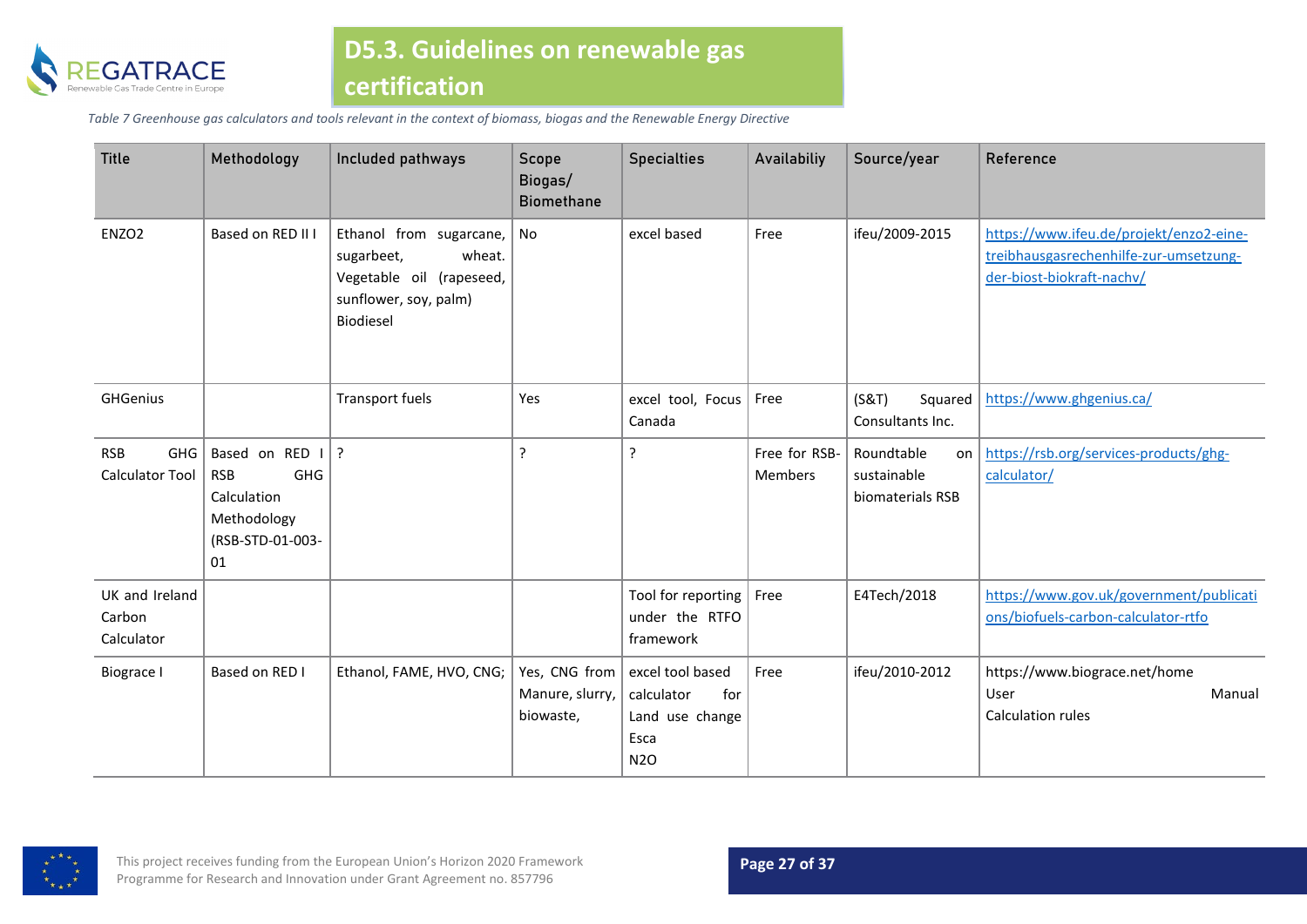*Table 7 Greenhouse gas calculators and tools relevant in the context of biomass, biogas and the Renewable Energy Directive*

| Title | Methodology | Included pathways | Scope Biogas/ Biomethane | Specialties | Availabiliy | Source/year | Reference |
|---|---|---|---|---|---|---|---|
| ENZO2 | Based on RED II I | Ethanol from sugarcane, sugarbeet, wheat. Vegetable oil (rapeseed, sunflower, soy, palm) Biodiesel | No | excel based | Free | ifeu/2009-2015 | https://www.ifeu.de/projekt/enzo2-eine-treibhausgasrechenhilfe-zur-umsetzung-der-biost-biokraft-nachv/ |
| GHGenius | | Transport fuels | Yes | excel tool, Focus Canada | Free | (S&T) Squared Consultants Inc. | https://www.ghgenius.ca/ |
| RSB GHG Calculator Tool | Based on RED I RSB GHG Calculation Methodology (RSB-STD-01-003-01 | ? | ? | ? | Free for RSB-Members | Roundtable on sustainable biomaterials RSB | https://rsb.org/services-products/ghg-calculator/ |
| UK and Ireland Carbon Calculator | | | | Tool for reporting under the RTFO framework | Free | E4Tech/2018 | https://www.gov.uk/government/publications/biofuels-carbon-calculator-rtfo |
| Biograce I | Based on RED I | Ethanol, FAME, HVO, CNG; | Yes, CNG from Manure, slurry, biowaste, | excel tool based calculator for Land use change Esca N2O | Free | ifeu/2010-2012 | https://www.biograce.net/home User Manual Calculation rules |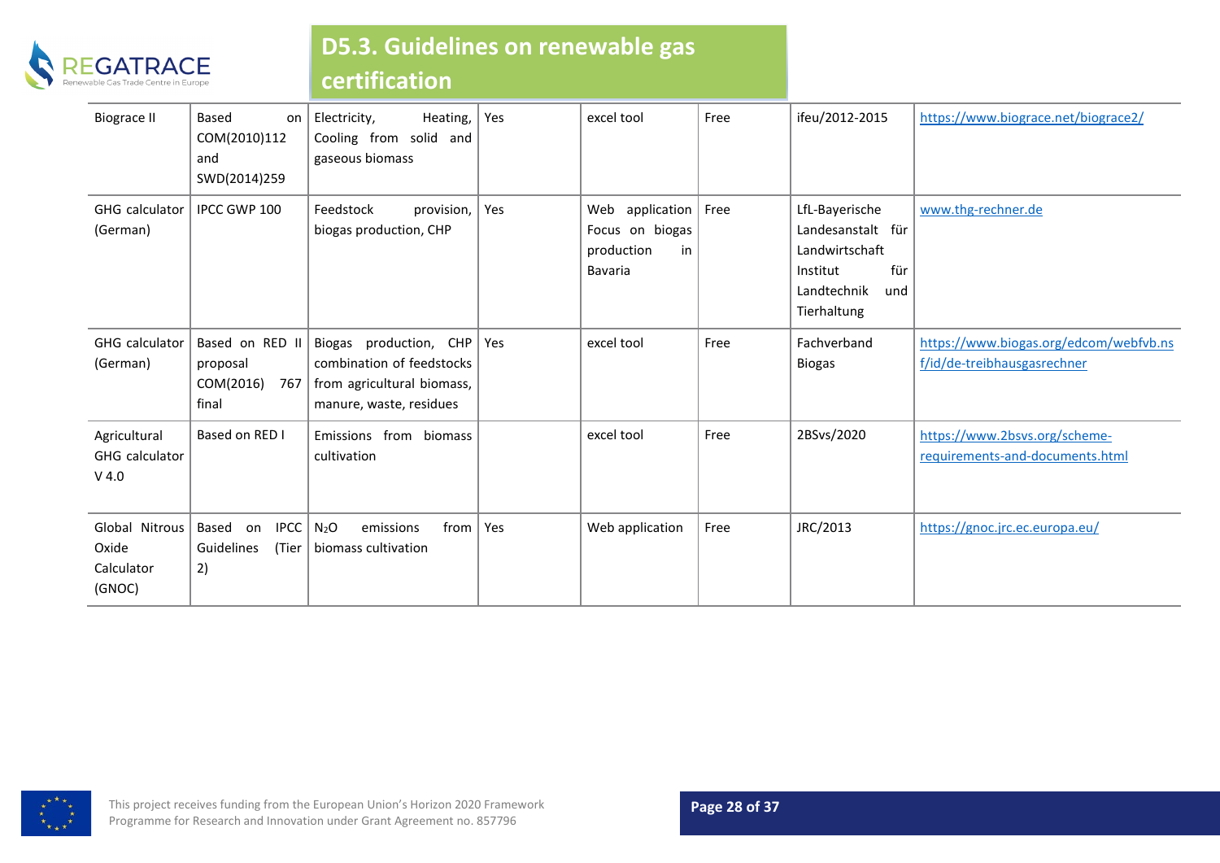| Biograce II | Based on COM(2010)112 and SWD(2014)259 | Electricity, Heating, Cooling from solid and gaseous biomass | Yes | excel tool | Free | ifeu/2012-2015 | https://www.biograce.net/biograce2/ |
|---|---|---|---|---|---|---|---|
| GHG calculator (German) | IPCC GWP 100 | Feedstock provision, biogas production, CHP | Yes | Web application Focus on biogas production in Bavaria | Free | LfL-Bayerische Landesanstalt für Landwirtschaft Institut für Landtechnik und Tierhaltung | www.thg-rechner.de |
| GHG calculator (German) | Based on RED II proposal COM(2016) 767 final | Biogas production, CHP combination of feedstocks from agricultural biomass, manure, waste, residues | Yes | excel tool | Free | Fachverband Biogas | https://www.biogas.org/edcom/webfvb.nsf/id/de-treibhausgasrechner |
| Agricultural GHG calculator V 4.0 | Based on RED I | Emissions from biomass cultivation | | excel tool | Free | 2BSvs/2020 | https://www.2bsvs.org/scheme-requirements-and-documents.html |
| Global Nitrous Oxide Calculator (GNOC) | Based on IPCC Guidelines (Tier 2) | $N_2O$ emissions from biomass cultivation | Yes | Web application | Free | JRC/2013 | https://gnoc.jrc.ec.europa.eu/ |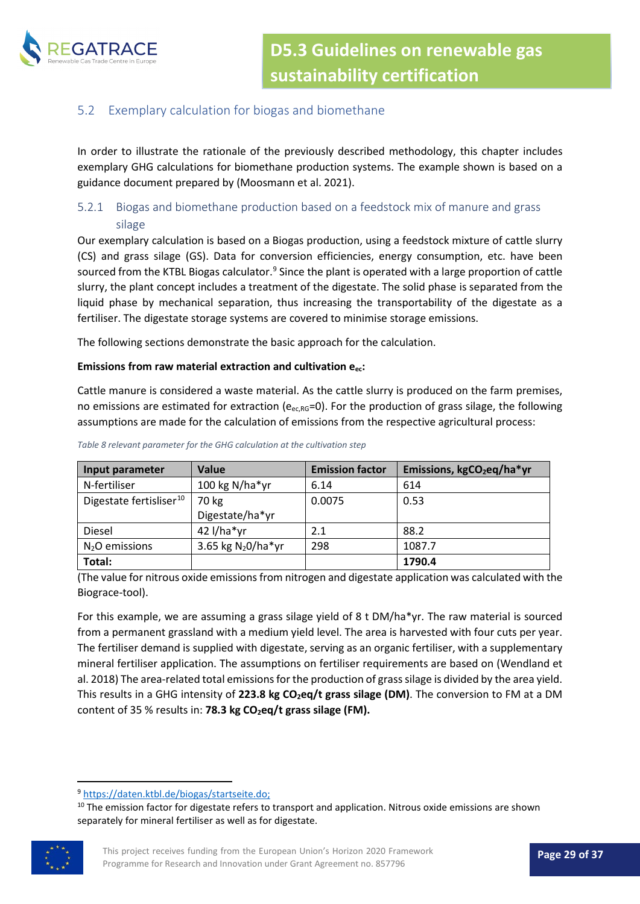## 5.2 Exemplary calculation for biogas and biomethane

In order to illustrate the rationale of the previously described methodology, this chapter includes exemplary GHG calculations for biomethane production systems. The example shown is based on a guidance document prepared by (Moosmann et al. 2021).

### 5.2.1 Biogas and biomethane production based on a feedstock mix of manure and grass silage

Our exemplary calculation is based on a Biogas production, using a feedstock mixture of cattle slurry (CS) and grass silage (GS). Data for conversion efficiencies, energy consumption, etc. have been sourced from the KTBL Biogas calculator.[9] Since the plant is operated with a large proportion of cattle slurry, the plant concept includes a treatment of the digestate. The solid phase is separated from the liquid phase by mechanical separation, thus increasing the transportability of the digestate as a fertiliser. The digestate storage systems are covered to minimise storage emissions.

The following sections demonstrate the basic approach for the calculation.

**Emissions from raw material extraction and cultivation $e_{ec}$:**

Cattle manure is considered a waste material. As the cattle slurry is produced on the farm premises, no emissions are estimated for extraction ($e_{ec,RG}$=0). For the production of grass silage, the following assumptions are made for the calculation of emissions from the respective agricultural process:

*Table 8 relevant parameter for the GHG calculation at the cultivation step*

| Input parameter | Value | Emission factor | Emissions, kg$CO_2$eq/ha*yr |
|---|---|---|---|
| N-fertiliser | 100 kg N/ha*yr | 6.14 | 614 |
| Digestate fertiliser[10] | 70 kg Digestate/ha*yr | 0.0075 | 0.53 |
| Diesel | 42 l/ha*yr | 2.1 | 88.2 |
| $N_2O$ emissions | 3.65 kg $N_2$0/ha*yr | 298 | 1087.7 |
| **Total:** | | | **1790.4** |

(The value for nitrous oxide emissions from nitrogen and digestate application was calculated with the Biograce-tool).

For this example, we are assuming a grass silage yield of 8 t DM/ha*yr. The raw material is sourced from a permanent grassland with a medium yield level. The area is harvested with four cuts per year. The fertiliser demand is supplied with digestate, serving as an organic fertiliser, with a supplementary mineral fertiliser application. The assumptions on fertiliser requirements are based on (Wendland et al. 2018) The area-related total emissions for the production of grass silage is divided by the area yield. This results in a GHG intensity of **223.8 kg $CO_2$eq/t grass silage (DM)**. The conversion to FM at a DM content of 35 % results in: **78.3 kg $CO_2$eq/t grass silage (FM).**

---

[9] https://daten.ktbl.de/biogas/startseite.do;

[10] The emission factor for digestate refers to transport and application. Nitrous oxide emissions are shown separately for mineral fertiliser as well as for digestate.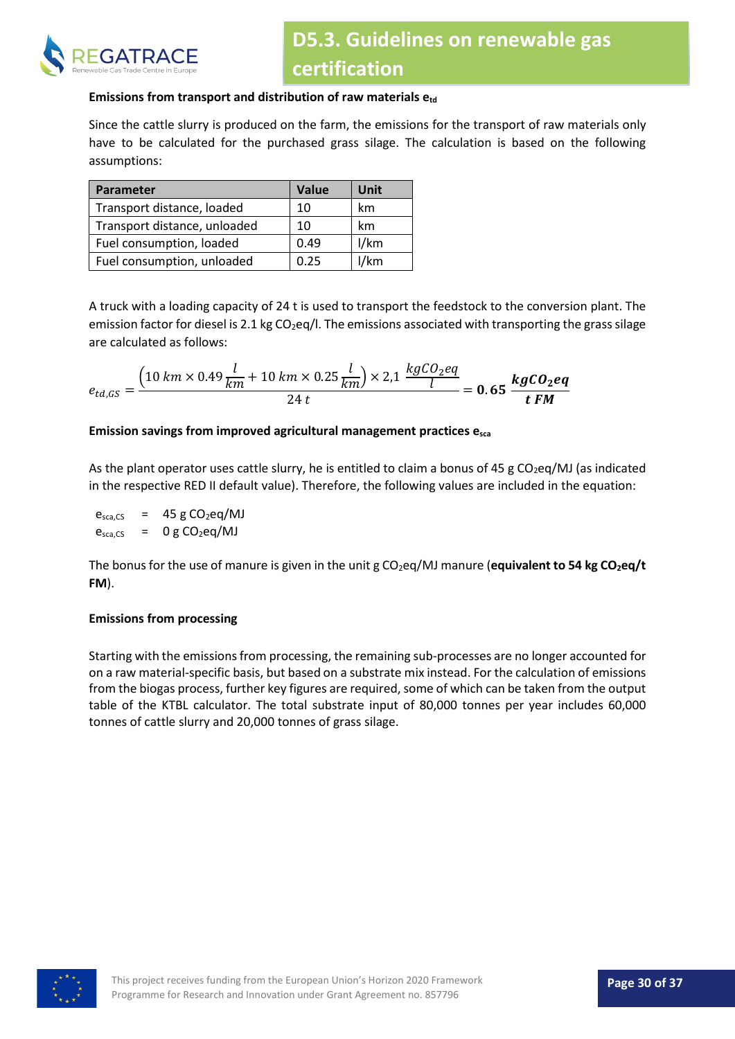**Emissions from transport and distribution of raw materials $e_{td}$**

Since the cattle slurry is produced on the farm, the emissions for the transport of raw materials only have to be calculated for the purchased grass silage. The calculation is based on the following assumptions:

| Parameter | Value | Unit |
|---|---|---|
| Transport distance, loaded | 10 | km |
| Transport distance, unloaded | 10 | km |
| Fuel consumption, loaded | 0.49 | l/km |
| Fuel consumption, unloaded | 0.25 | l/km |

A truck with a loading capacity of 24 t is used to transport the feedstock to the conversion plant. The emission factor for diesel is 2.1 kg $CO_2$eq/l. The emissions associated with transporting the grass silage are calculated as follows:

$$e_{td,GS} = \frac{\left(10\ km \times 0.49\,\frac{l}{km} + 10\ km \times 0.25\,\frac{l}{km}\right) \times 2{,}1\ \frac{kgCO_2eq}{l}}{24\ t} = \mathbf{0.65}\ \frac{\boldsymbol{kgCO_2eq}}{\boldsymbol{t\ FM}}$$

**Emission savings from improved agricultural management practices $e_{sca}$**

As the plant operator uses cattle slurry, he is entitled to claim a bonus of 45 g $CO_2$eq/MJ (as indicated in the respective RED II default value). Therefore, the following values are included in the equation:

$e_{sca,CS}$ = 45 g $CO_2$eq/MJ

$e_{sca,CS}$ = 0 g $CO_2$eq/MJ

The bonus for the use of manure is given in the unit g $CO_2$eq/MJ manure (**equivalent to 54 kg $CO_2$eq/t FM**).

**Emissions from processing**

Starting with the emissions from processing, the remaining sub-processes are no longer accounted for on a raw material-specific basis, but based on a substrate mix instead. For the calculation of emissions from the biogas process, further key figures are required, some of which can be taken from the output table of the KTBL calculator. The total substrate input of 80,000 tonnes per year includes 60,000 tonnes of cattle slurry and 20,000 tonnes of grass silage.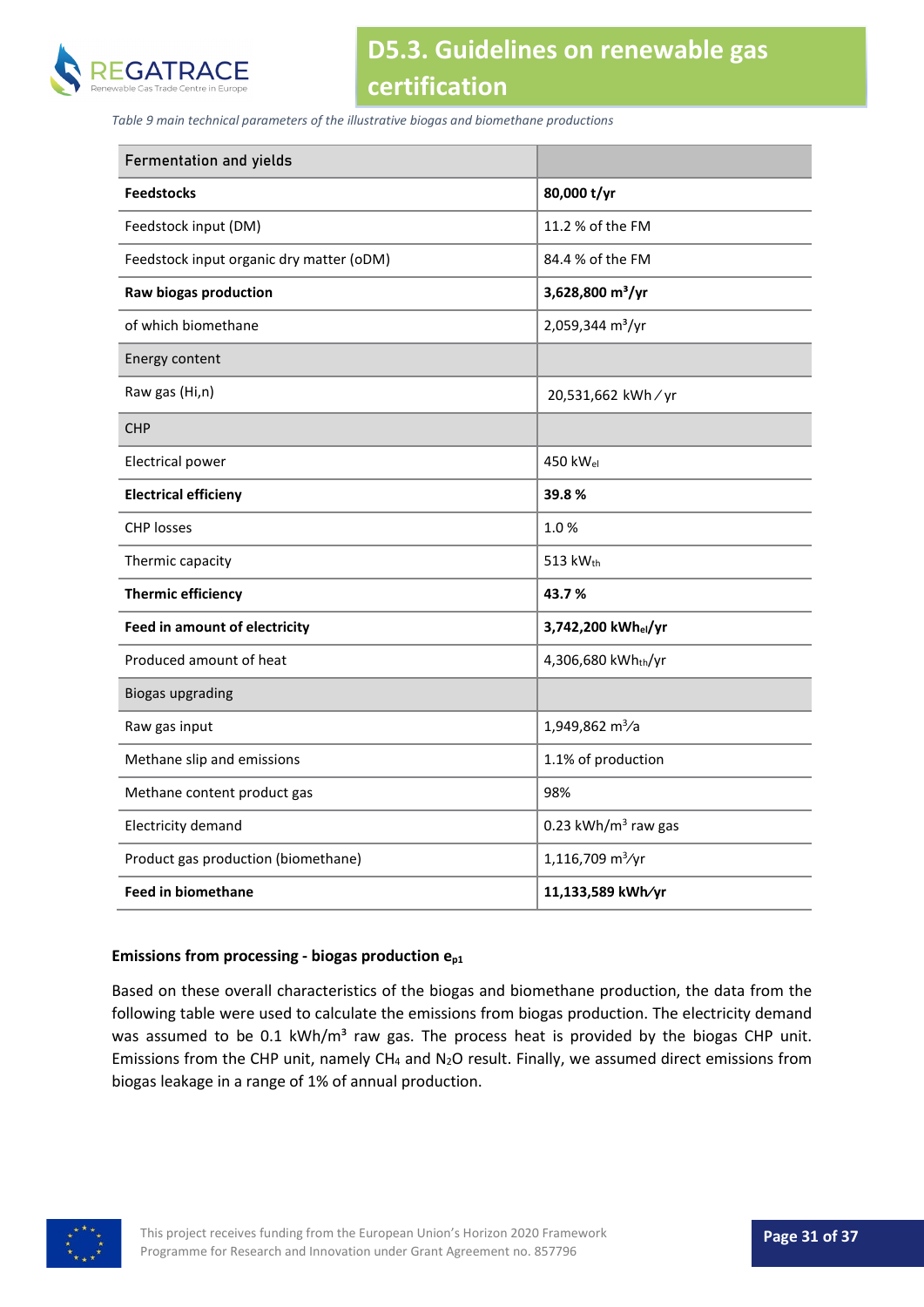*Table 9 main technical parameters of the illustrative biogas and biomethane productions*

| Fermentation and yields | |
|---|---|
| **Feedstocks** | **80,000 t/yr** |
| Feedstock input (DM) | 11.2 % of the FM |
| Feedstock input organic dry matter (oDM) | 84.4 % of the FM |
| **Raw biogas production** | **3,628,800 m³/yr** |
| of which biomethane | 2,059,344 m³/yr |
| Energy content | |
| Raw gas (Hi,n) | 20,531,662 kWh/yr |
| CHP | |
| Electrical power | 450 $kW_{el}$ |
| **Electrical efficieny** | **39.8 %** |
| CHP losses | 1.0 % |
| Thermic capacity | 513 $kW_{th}$ |
| **Thermic efficiency** | **43.7 %** |
| **Feed in amount of electricity** | **3,742,200 $kWh_{el}$/yr** |
| Produced amount of heat | 4,306,680 $kWh_{th}$/yr |
| Biogas upgrading | |
| Raw gas input | 1,949,862 m³/a |
| Methane slip and emissions | 1.1% of production |
| Methane content product gas | 98% |
| Electricity demand | 0.23 kWh/m³ raw gas |
| Product gas production (biomethane) | 1,116,709 m³/yr |
| **Feed in biomethane** | **11,133,589 kWh/yr** |

#### Emissions from processing - biogas production $e_{p1}$

Based on these overall characteristics of the biogas and biomethane production, the data from the following table were used to calculate the emissions from biogas production. The electricity demand was assumed to be 0.1 kWh/m³ raw gas. The process heat is provided by the biogas CHP unit. Emissions from the CHP unit, namely $CH_4$ and $N_2O$ result. Finally, we assumed direct emissions from biogas leakage in a range of 1% of annual production.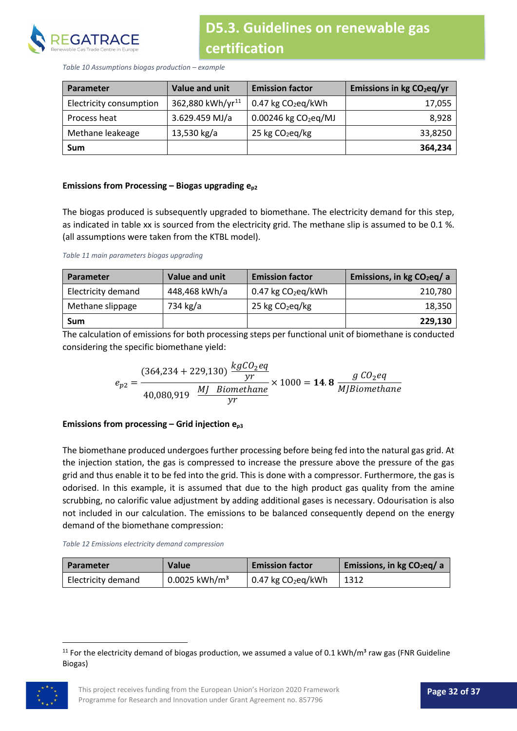*Table 10 Assumptions biogas production – example*

| Parameter | Value and unit | Emission factor | Emissions in kg $CO_2$eq/yr |
|---|---|---|---|
| Electricity consumption | 362,880 kWh/yr[11] | 0.47 kg $CO_2$eq/kWh | 17,055 |
| Process heat | 3.629.459 MJ/a | 0.00246 kg $CO_2$eq/MJ | 8,928 |
| Methane leakeage | 13,530 kg/a | 25 kg $CO_2$eq/kg | 33,8250 |
| **Sum** | | | **364,234** |

**Emissions from Processing – Biogas upgrading $e_{p2}$**

The biogas produced is subsequently upgraded to biomethane. The electricity demand for this step, as indicated in table xx is sourced from the electricity grid. The methane slip is assumed to be 0.1 %. (all assumptions were taken from the KTBL model).

*Table 11 main parameters biogas upgrading*

| Parameter | Value and unit | Emission factor | Emissions, in kg $CO_2$eq/ a |
|---|---|---|---|
| Electricity demand | 448,468 kWh/a | 0.47 kg $CO_2$eq/kWh | 210,780 |
| Methane slippage | 734 kg/a | 25 kg $CO_2$eq/kg | 18,350 |
| **Sum** | | | **229,130** |

The calculation of emissions for both processing steps per functional unit of biomethane is conducted considering the specific biomethane yield:

$$e_{p2} = \frac{(364{,}234 + 229{,}130)\ \dfrac{kgCO_2eq}{yr}}{40{,}080{,}919\ \ \dfrac{MJ\ \ Biomethane}{yr}} \times 1000 = \mathbf{14.8}\ \frac{g\ CO_2eq}{MJBiomethane}$$

**Emissions from processing – Grid injection $e_{p3}$**

The biomethane produced undergoes further processing before being fed into the natural gas grid. At the injection station, the gas is compressed to increase the pressure above the pressure of the gas grid and thus enable it to be fed into the grid. This is done with a compressor. Furthermore, the gas is odorised. In this example, it is assumed that due to the high product gas quality from the amine scrubbing, no calorific value adjustment by adding additional gases is necessary. Odourisation is also not included in our calculation. The emissions to be balanced consequently depend on the energy demand of the biomethane compression:

*Table 12 Emissions electricity demand compression*

| Parameter | Value | Emission factor | Emissions, in kg $CO_2$eq/ a |
|---|---|---|---|
| Electricity demand | 0.0025 kWh/m³ | 0.47 kg $CO_2$eq/kWh | 1312 |

[11] For the electricity demand of biogas production, we assumed a value of 0.1 kWh/m³ raw gas (FNR Guideline Biogas)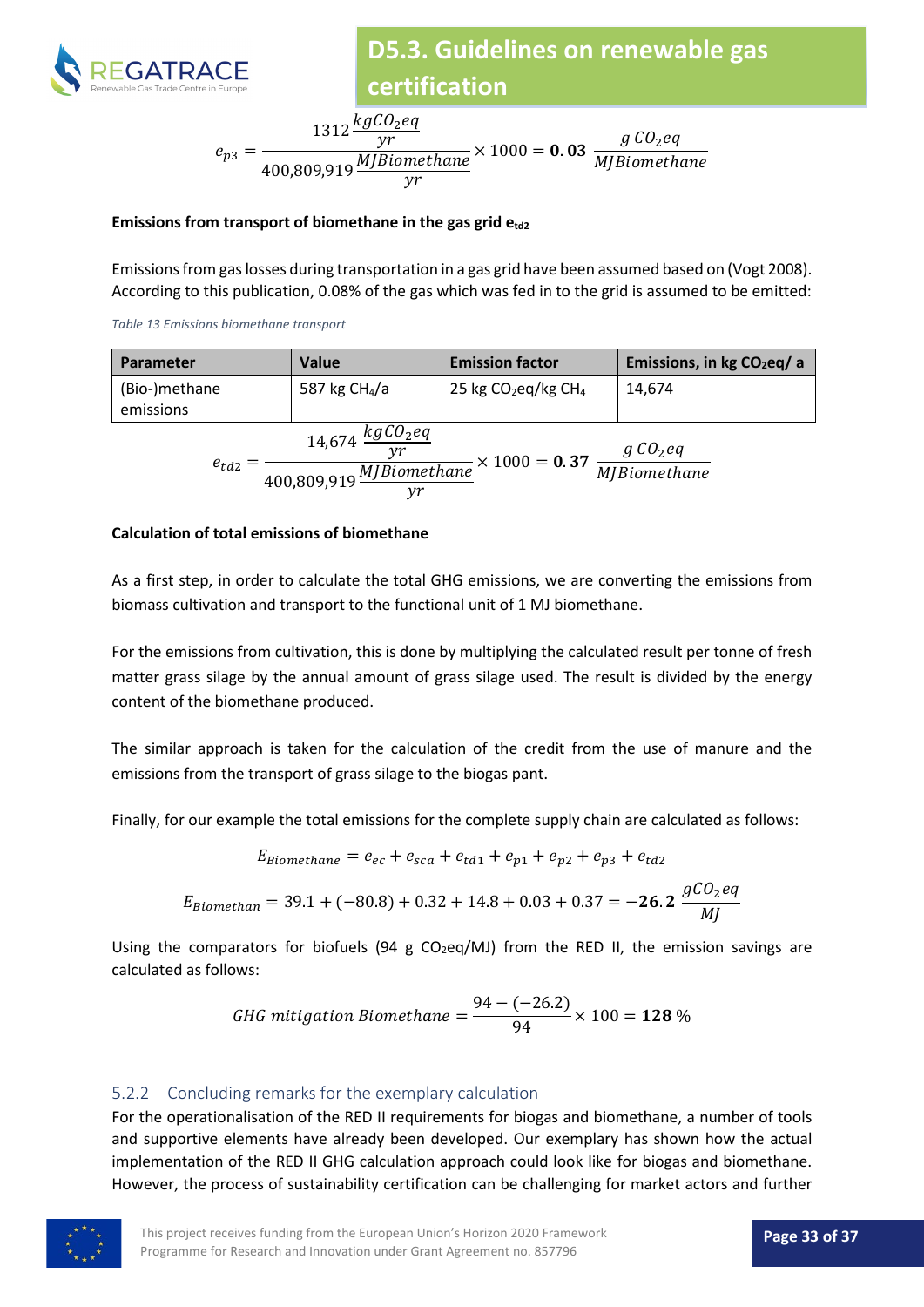$$e_{p3} = \frac{1312 \frac{kgCO_2eq}{yr}}{400{,}809{,}919 \frac{MJBiomethane}{yr}} \times 1000 = \mathbf{0.03}\ \frac{g\,CO_2eq}{MJBiomethane}$$

**Emissions from transport of biomethane in the gas grid $e_{td2}$**

Emissions from gas losses during transportation in a gas grid have been assumed based on (Vogt 2008). According to this publication, 0.08% of the gas which was fed in to the grid is assumed to be emitted:

*Table 13 Emissions biomethane transport*

| Parameter | Value | Emission factor | Emissions, in kg $CO_2$eq/ a |
|---|---|---|---|
| (Bio-)methane emissions | 587 kg $CH_4$/a | 25 kg $CO_2$eq/kg $CH_4$ | 14,674 |

$$e_{td2} = \frac{14{,}674 \frac{kgCO_2eq}{yr}}{400{,}809{,}919 \frac{MJBiomethane}{yr}} \times 1000 = \mathbf{0.37}\ \frac{g\,CO_2eq}{MJBiomethane}$$

**Calculation of total emissions of biomethane**

As a first step, in order to calculate the total GHG emissions, we are converting the emissions from biomass cultivation and transport to the functional unit of 1 MJ biomethane.

For the emissions from cultivation, this is done by multiplying the calculated result per tonne of fresh matter grass silage by the annual amount of grass silage used. The result is divided by the energy content of the biomethane produced.

The similar approach is taken for the calculation of the credit from the use of manure and the emissions from the transport of grass silage to the biogas pant.

Finally, for our example the total emissions for the complete supply chain are calculated as follows:

$$E_{Biomethane} = e_{ec} + e_{sca} + e_{td1} + e_{p1} + e_{p2} + e_{p3} + e_{td2}$$

$$E_{Biomethan} = 39.1 + (-80.8) + 0.32 + 14.8 + 0.03 + 0.37 = \mathbf{-26.2}\ \frac{gCO_2eq}{MJ}$$

Using the comparators for biofuels (94 g $CO_2$eq/MJ) from the RED II, the emission savings are calculated as follows:

$$GHG\ mitigation\ Biomethane = \frac{94 - (-26.2)}{94} \times 100 = \mathbf{128}\ \%$$

### 5.2.2 Concluding remarks for the exemplary calculation

For the operationalisation of the RED II requirements for biogas and biomethane, a number of tools and supportive elements have already been developed. Our exemplary has shown how the actual implementation of the RED II GHG calculation approach could look like for biogas and biomethane. However, the process of sustainability certification can be challenging for market actors and further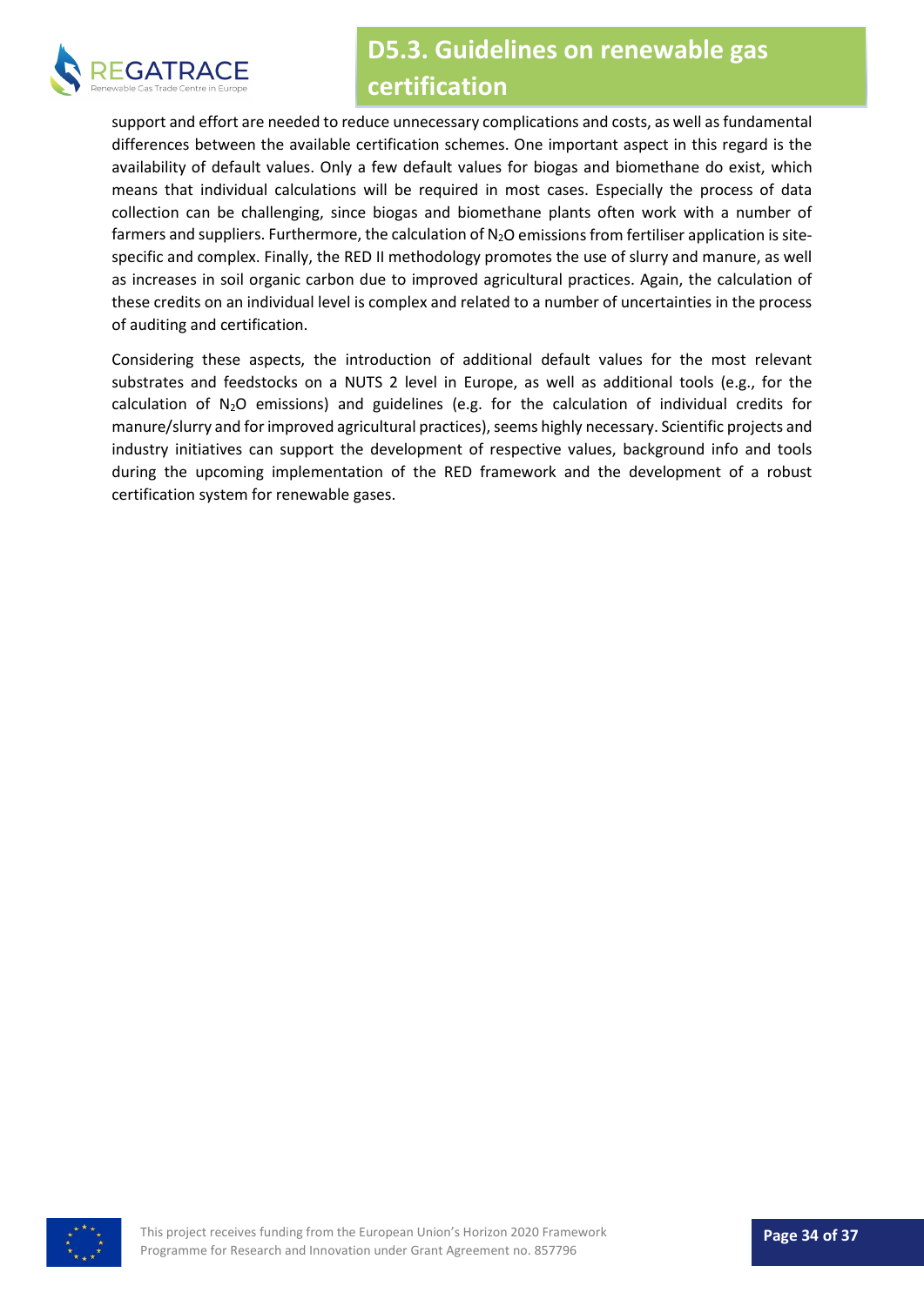support and effort are needed to reduce unnecessary complications and costs, as well as fundamental differences between the available certification schemes. One important aspect in this regard is the availability of default values. Only a few default values for biogas and biomethane do exist, which means that individual calculations will be required in most cases. Especially the process of data collection can be challenging, since biogas and biomethane plants often work with a number of farmers and suppliers. Furthermore, the calculation of $N_2O$ emissions from fertiliser application is site-specific and complex. Finally, the RED II methodology promotes the use of slurry and manure, as well as increases in soil organic carbon due to improved agricultural practices. Again, the calculation of these credits on an individual level is complex and related to a number of uncertainties in the process of auditing and certification.

Considering these aspects, the introduction of additional default values for the most relevant substrates and feedstocks on a NUTS 2 level in Europe, as well as additional tools (e.g., for the calculation of $N_2O$ emissions) and guidelines (e.g. for the calculation of individual credits for manure/slurry and for improved agricultural practices), seems highly necessary. Scientific projects and industry initiatives can support the development of respective values, background info and tools during the upcoming implementation of the RED framework and the development of a robust certification system for renewable gases.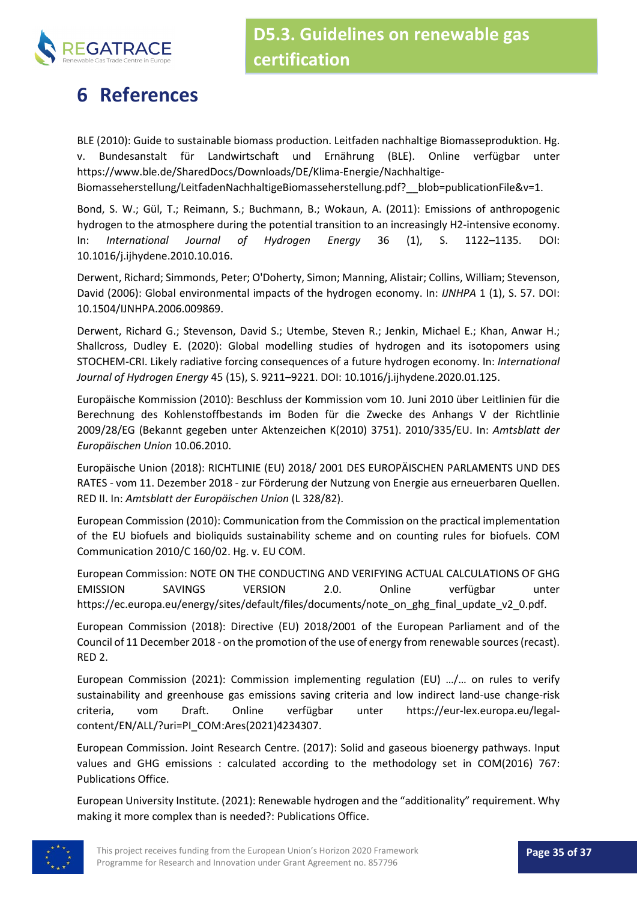# 6 References

BLE (2010): Guide to sustainable biomass production. Leitfaden nachhaltige Biomasseproduktion. Hg. v. Bundesanstalt für Landwirtschaft und Ernährung (BLE). Online verfügbar unter https://www.ble.de/SharedDocs/Downloads/DE/Klima-Energie/Nachhaltige-Biomasseherstellung/LeitfadenNachhaltigeBiomasseherstellung.pdf?__blob=publicationFile&v=1.

Bond, S. W.; Gül, T.; Reimann, S.; Buchmann, B.; Wokaun, A. (2011): Emissions of anthropogenic hydrogen to the atmosphere during the potential transition to an increasingly H2-intensive economy. In: *International Journal of Hydrogen Energy* 36 (1), S. 1122–1135. DOI: 10.1016/j.ijhydene.2010.10.016.

Derwent, Richard; Simmonds, Peter; O'Doherty, Simon; Manning, Alistair; Collins, William; Stevenson, David (2006): Global environmental impacts of the hydrogen economy. In: *IJNHPA* 1 (1), S. 57. DOI: 10.1504/IJNHPA.2006.009869.

Derwent, Richard G.; Stevenson, David S.; Utembe, Steven R.; Jenkin, Michael E.; Khan, Anwar H.; Shallcross, Dudley E. (2020): Global modelling studies of hydrogen and its isotopomers using STOCHEM-CRI. Likely radiative forcing consequences of a future hydrogen economy. In: *International Journal of Hydrogen Energy* 45 (15), S. 9211–9221. DOI: 10.1016/j.ijhydene.2020.01.125.

Europäische Kommission (2010): Beschluss der Kommission vom 10. Juni 2010 über Leitlinien für die Berechnung des Kohlenstoffbestands im Boden für die Zwecke des Anhangs V der Richtlinie 2009/28/EG (Bekannt gegeben unter Aktenzeichen K(2010) 3751). 2010/335/EU. In: *Amtsblatt der Europäischen Union* 10.06.2010.

Europäische Union (2018): RICHTLINIE (EU) 2018/ 2001 DES EUROPÄISCHEN PARLAMENTS UND DES RATES - vom 11. Dezember 2018 - zur Förderung der Nutzung von Energie aus erneuerbaren Quellen. RED II. In: *Amtsblatt der Europäischen Union* (L 328/82).

European Commission (2010): Communication from the Commission on the practical implementation of the EU biofuels and bioliquids sustainability scheme and on counting rules for biofuels. COM Communication 2010/C 160/02. Hg. v. EU COM.

European Commission: NOTE ON THE CONDUCTING AND VERIFYING ACTUAL CALCULATIONS OF GHG EMISSION SAVINGS VERSION 2.0. Online verfügbar unter https://ec.europa.eu/energy/sites/default/files/documents/note_on_ghg_final_update_v2_0.pdf.

European Commission (2018): Directive (EU) 2018/2001 of the European Parliament and of the Council of 11 December 2018 - on the promotion of the use of energy from renewable sources (recast). RED 2.

European Commission (2021): Commission implementing regulation (EU) …/… on rules to verify sustainability and greenhouse gas emissions saving criteria and low indirect land-use change-risk criteria, vom Draft. Online verfügbar unter https://eur-lex.europa.eu/legal-content/EN/ALL/?uri=PI_COM:Ares(2021)4234307.

European Commission. Joint Research Centre. (2017): Solid and gaseous bioenergy pathways. Input values and GHG emissions : calculated according to the methodology set in COM(2016) 767: Publications Office.

European University Institute. (2021): Renewable hydrogen and the “additionality” requirement. Why making it more complex than is needed?: Publications Office.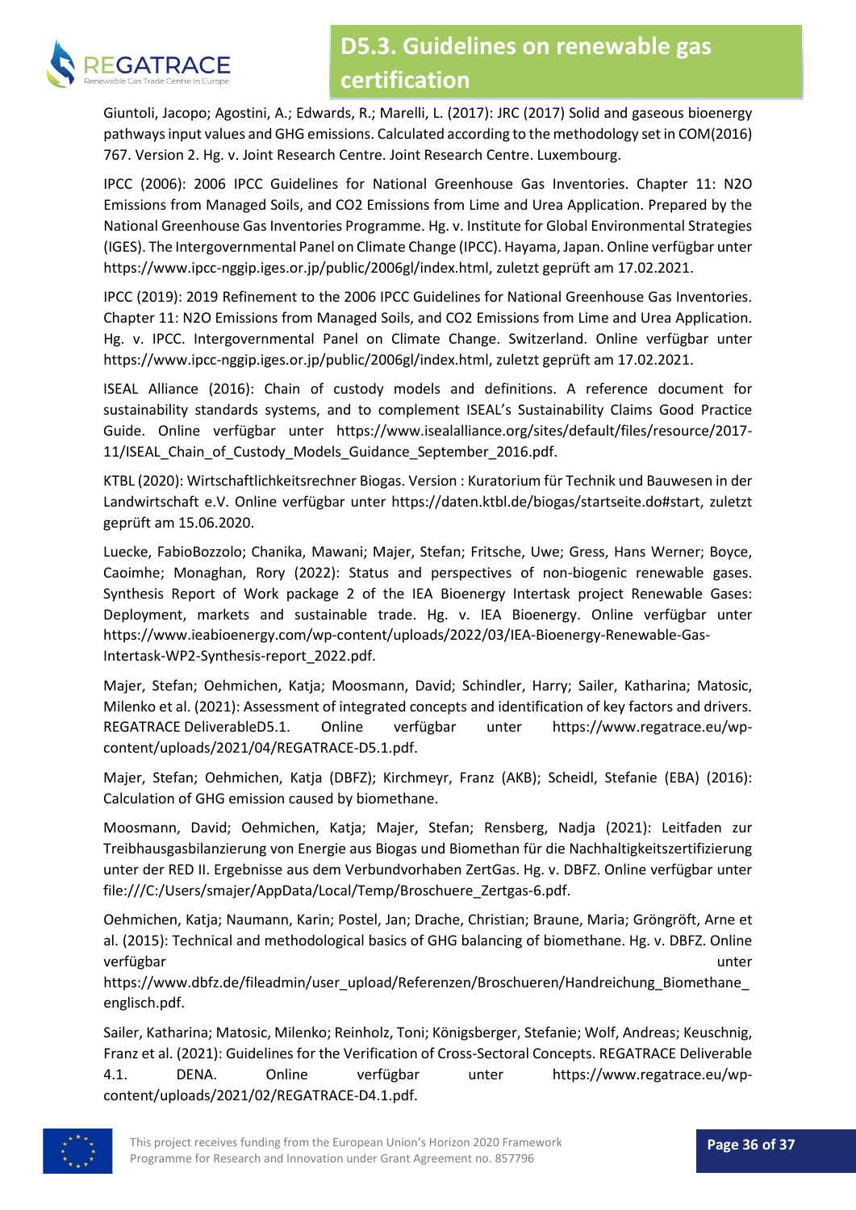Giuntoli, Jacopo; Agostini, A.; Edwards, R.; Marelli, L. (2017): JRC (2017) Solid and gaseous bioenergy pathways input values and GHG emissions. Calculated according to the methodology set in COM(2016) 767. Version 2. Hg. v. Joint Research Centre. Joint Research Centre. Luxembourg.

IPCC (2006): 2006 IPCC Guidelines for National Greenhouse Gas Inventories. Chapter 11: N2O Emissions from Managed Soils, and CO2 Emissions from Lime and Urea Application. Prepared by the National Greenhouse Gas Inventories Programme. Hg. v. Institute for Global Environmental Strategies (IGES). The Intergovernmental Panel on Climate Change (IPCC). Hayama, Japan. Online verfügbar unter https://www.ipcc-nggip.iges.or.jp/public/2006gl/index.html, zuletzt geprüft am 17.02.2021.

IPCC (2019): 2019 Refinement to the 2006 IPCC Guidelines for National Greenhouse Gas Inventories. Chapter 11: N2O Emissions from Managed Soils, and CO2 Emissions from Lime and Urea Application. Hg. v. IPCC. Intergovernmental Panel on Climate Change. Switzerland. Online verfügbar unter https://www.ipcc-nggip.iges.or.jp/public/2006gl/index.html, zuletzt geprüft am 17.02.2021.

ISEAL Alliance (2016): Chain of custody models and definitions. A reference document for sustainability standards systems, and to complement ISEAL's Sustainability Claims Good Practice Guide. Online verfügbar unter https://www.isealalliance.org/sites/default/files/resource/2017-11/ISEAL_Chain_of_Custody_Models_Guidance_September_2016.pdf.

KTBL (2020): Wirtschaftlichkeitsrechner Biogas. Version : Kuratorium für Technik und Bauwesen in der Landwirtschaft e.V. Online verfügbar unter https://daten.ktbl.de/biogas/startseite.do#start, zuletzt geprüft am 15.06.2020.

Luecke, FabioBozzolo; Chanika, Mawani; Majer, Stefan; Fritsche, Uwe; Gress, Hans Werner; Boyce, Caoimhe; Monaghan, Rory (2022): Status and perspectives of non-biogenic renewable gases. Synthesis Report of Work package 2 of the IEA Bioenergy Intertask project Renewable Gases: Deployment, markets and sustainable trade. Hg. v. IEA Bioenergy. Online verfügbar unter https://www.ieabioenergy.com/wp-content/uploads/2022/03/IEA-Bioenergy-Renewable-Gas-Intertask-WP2-Synthesis-report_2022.pdf.

Majer, Stefan; Oehmichen, Katja; Moosmann, David; Schindler, Harry; Sailer, Katharina; Matosic, Milenko et al. (2021): Assessment of integrated concepts and identification of key factors and drivers. REGATRACE DeliverableD5.1. Online verfügbar unter https://www.regatrace.eu/wp-content/uploads/2021/04/REGATRACE-D5.1.pdf.

Majer, Stefan; Oehmichen, Katja (DBFZ); Kirchmeyr, Franz (AKB); Scheidl, Stefanie (EBA) (2016): Calculation of GHG emission caused by biomethane.

Moosmann, David; Oehmichen, Katja; Majer, Stefan; Rensberg, Nadja (2021): Leitfaden zur Treibhausgasbilanzierung von Energie aus Biogas und Biomethan für die Nachhaltigkeitszertifizierung unter der RED II. Ergebnisse aus dem Verbundvorhaben ZertGas. Hg. v. DBFZ. Online verfügbar unter file:///C:/Users/smajer/AppData/Local/Temp/Broschuere_Zertgas-6.pdf.

Oehmichen, Katja; Naumann, Karin; Postel, Jan; Drache, Christian; Braune, Maria; Gröngröft, Arne et al. (2015): Technical and methodological basics of GHG balancing of biomethane. Hg. v. DBFZ. Online verfügbar unter https://www.dbfz.de/fileadmin/user_upload/Referenzen/Broschueren/Handreichung_Biomethane_englisch.pdf.

Sailer, Katharina; Matosic, Milenko; Reinholz, Toni; Königsberger, Stefanie; Wolf, Andreas; Keuschnig, Franz et al. (2021): Guidelines for the Verification of Cross-Sectoral Concepts. REGATRACE Deliverable 4.1. DENA. Online verfügbar unter https://www.regatrace.eu/wp-content/uploads/2021/02/REGATRACE-D4.1.pdf.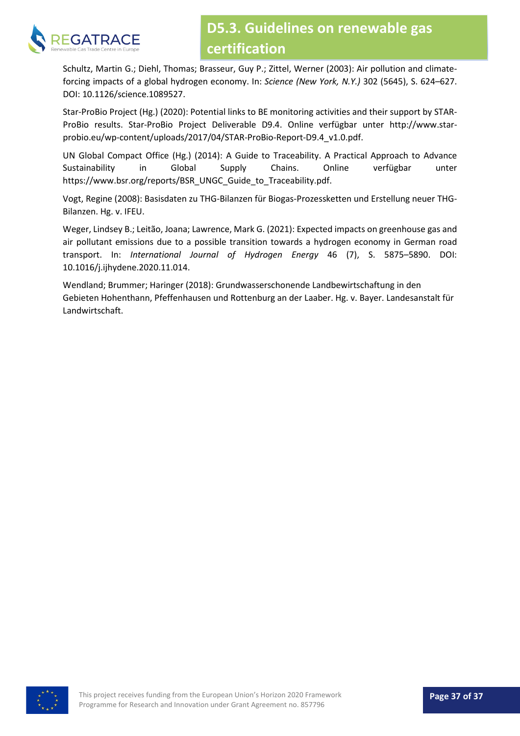Schultz, Martin G.; Diehl, Thomas; Brasseur, Guy P.; Zittel, Werner (2003): Air pollution and climate-forcing impacts of a global hydrogen economy. In: *Science (New York, N.Y.)* 302 (5645), S. 624–627. DOI: 10.1126/science.1089527.

Star-ProBio Project (Hg.) (2020): Potential links to BE monitoring activities and their support by STAR-ProBio results. Star-ProBio Project Deliverable D9.4. Online verfügbar unter http://www.star-probio.eu/wp-content/uploads/2017/04/STAR-ProBio-Report-D9.4_v1.0.pdf.

UN Global Compact Office (Hg.) (2014): A Guide to Traceability. A Practical Approach to Advance Sustainability in Global Supply Chains. Online verfügbar unter https://www.bsr.org/reports/BSR_UNGC_Guide_to_Traceability.pdf.

Vogt, Regine (2008): Basisdaten zu THG-Bilanzen für Biogas-Prozessketten und Erstellung neuer THG-Bilanzen. Hg. v. IFEU.

Weger, Lindsey B.; Leitão, Joana; Lawrence, Mark G. (2021): Expected impacts on greenhouse gas and air pollutant emissions due to a possible transition towards a hydrogen economy in German road transport. In: *International Journal of Hydrogen Energy* 46 (7), S. 5875–5890. DOI: 10.1016/j.ijhydene.2020.11.014.

Wendland; Brummer; Haringer (2018): Grundwasserschonende Landbewirtschaftung in den Gebieten Hohenthann, Pfeffenhausen und Rottenburg an der Laaber. Hg. v. Bayer. Landesanstalt für Landwirtschaft.